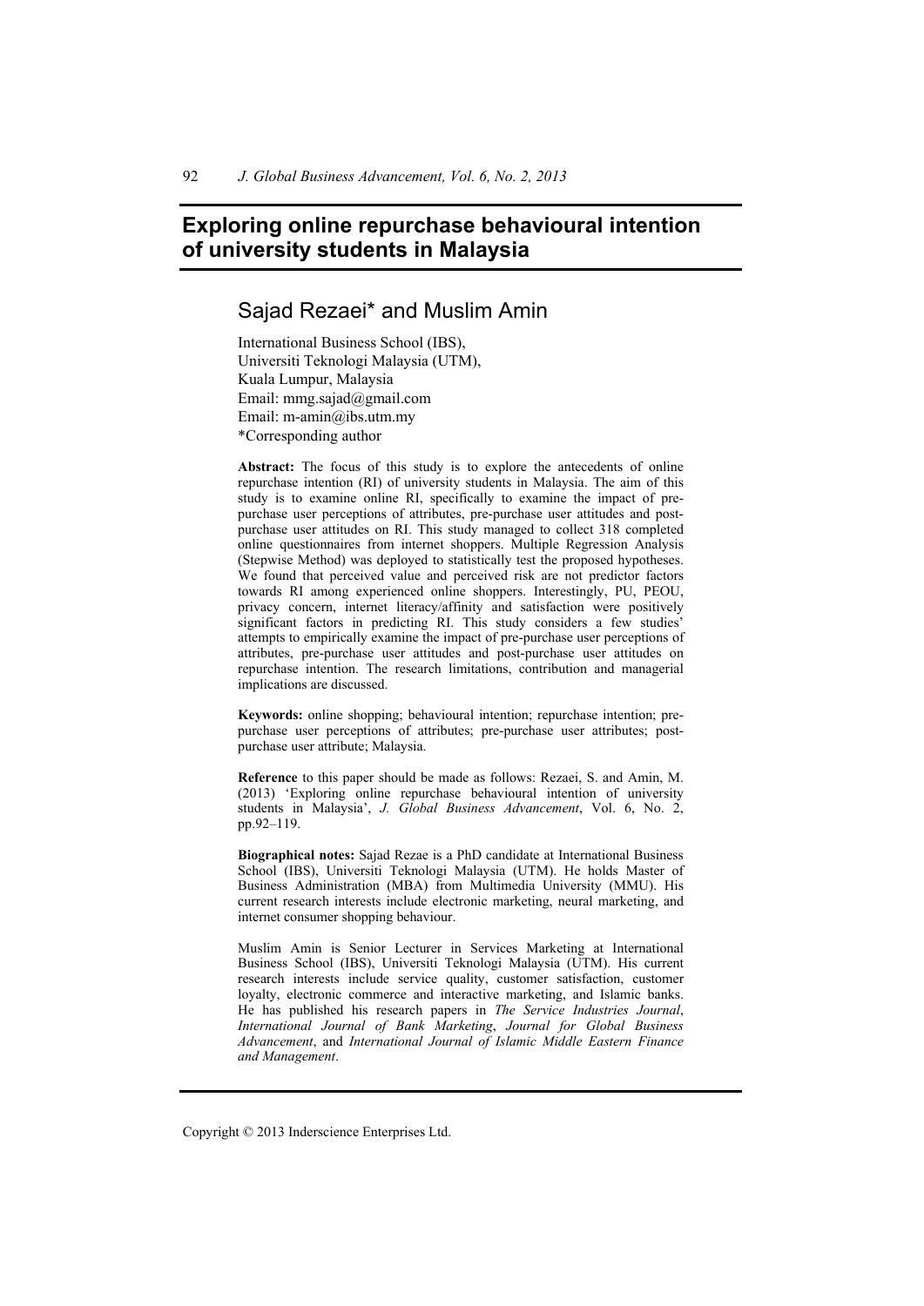# Exploring online repurchase behavioural intention of university students in Malaysia

## Sajad Rezaei* and Muslim Amin

International Business School (IBS),
Universiti Teknologi Malaysia (UTM),
Kuala Lumpur, Malaysia
Email: mmg.sajad@gmail.com
Email: m-amin@ibs.utm.my
*Corresponding author

**Abstract:** The focus of this study is to explore the antecedents of online repurchase intention (RI) of university students in Malaysia. The aim of this study is to examine online RI, specifically to examine the impact of pre-purchase user perceptions of attributes, pre-purchase user attitudes and post-purchase user attitudes on RI. This study managed to collect 318 completed online questionnaires from internet shoppers. Multiple Regression Analysis (Stepwise Method) was deployed to statistically test the proposed hypotheses. We found that perceived value and perceived risk are not predictor factors towards RI among experienced online shoppers. Interestingly, PU, PEOU, privacy concern, internet literacy/affinity and satisfaction were positively significant factors in predicting RI. This study considers a few studies' attempts to empirically examine the impact of pre-purchase user perceptions of attributes, pre-purchase user attitudes and post-purchase user attitudes on repurchase intention. The research limitations, contribution and managerial implications are discussed.

**Keywords:** online shopping; behavioural intention; repurchase intention; pre-purchase user perceptions of attributes; pre-purchase user attributes; post-purchase user attribute; Malaysia.

**Reference** to this paper should be made as follows: Rezaei, S. and Amin, M. (2013) 'Exploring online repurchase behavioural intention of university students in Malaysia', *J. Global Business Advancement*, Vol. 6, No. 2, pp.92–119.

**Biographical notes:** Sajad Rezae is a PhD candidate at International Business School (IBS), Universiti Teknologi Malaysia (UTM). He holds Master of Business Administration (MBA) from Multimedia University (MMU). His current research interests include electronic marketing, neural marketing, and internet consumer shopping behaviour.

Muslim Amin is Senior Lecturer in Services Marketing at International Business School (IBS), Universiti Teknologi Malaysia (UTM). His current research interests include service quality, customer satisfaction, customer loyalty, electronic commerce and interactive marketing, and Islamic banks. He has published his research papers in *The Service Industries Journal*, *International Journal of Bank Marketing*, *Journal for Global Business Advancement*, and *International Journal of Islamic Middle Eastern Finance and Management*.

Copyright © 2013 Inderscience Enterprises Ltd.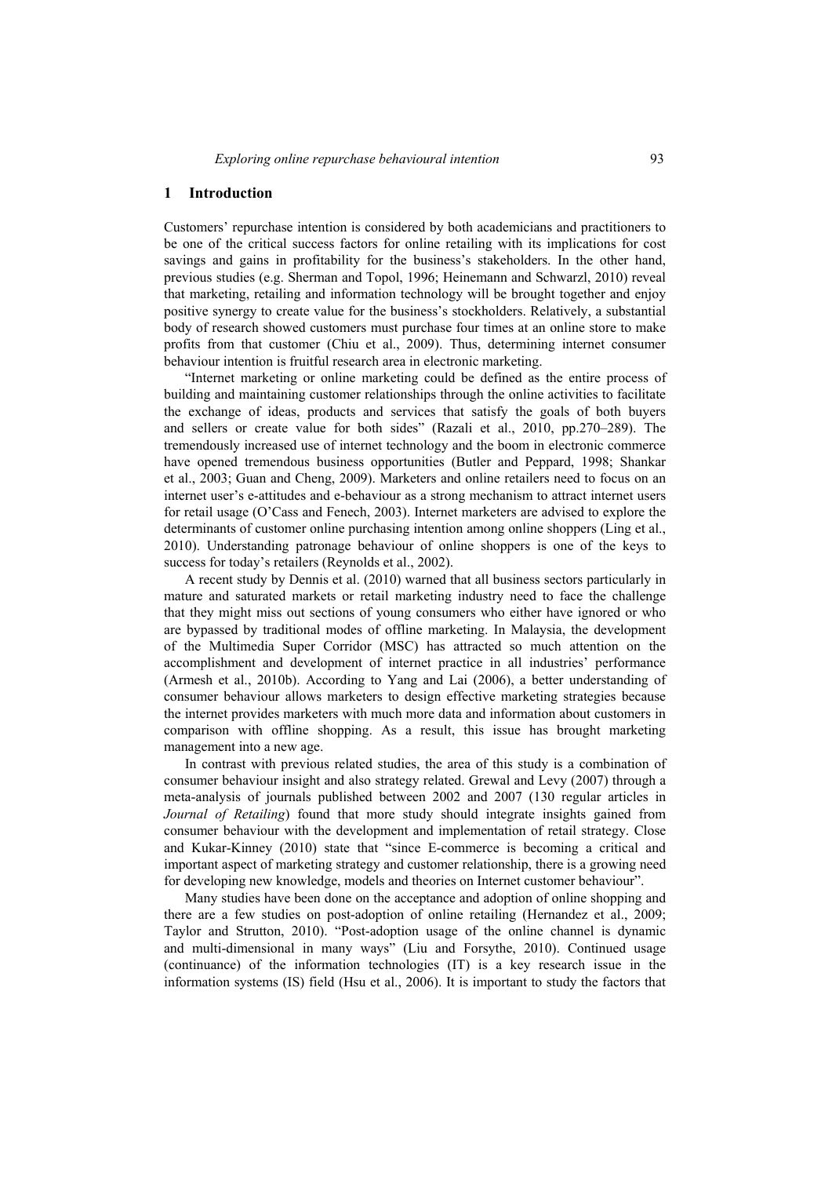## 1 Introduction

Customers' repurchase intention is considered by both academicians and practitioners to be one of the critical success factors for online retailing with its implications for cost savings and gains in profitability for the business's stakeholders. In the other hand, previous studies (e.g. Sherman and Topol, 1996; Heinemann and Schwarzl, 2010) reveal that marketing, retailing and information technology will be brought together and enjoy positive synergy to create value for the business's stockholders. Relatively, a substantial body of research showed customers must purchase four times at an online store to make profits from that customer (Chiu et al., 2009). Thus, determining internet consumer behaviour intention is fruitful research area in electronic marketing.

"Internet marketing or online marketing could be defined as the entire process of building and maintaining customer relationships through the online activities to facilitate the exchange of ideas, products and services that satisfy the goals of both buyers and sellers or create value for both sides" (Razali et al., 2010, pp.270–289). The tremendously increased use of internet technology and the boom in electronic commerce have opened tremendous business opportunities (Butler and Peppard, 1998; Shankar et al., 2003; Guan and Cheng, 2009). Marketers and online retailers need to focus on an internet user's e-attitudes and e-behaviour as a strong mechanism to attract internet users for retail usage (O'Cass and Fenech, 2003). Internet marketers are advised to explore the determinants of customer online purchasing intention among online shoppers (Ling et al., 2010). Understanding patronage behaviour of online shoppers is one of the keys to success for today's retailers (Reynolds et al., 2002).

A recent study by Dennis et al. (2010) warned that all business sectors particularly in mature and saturated markets or retail marketing industry need to face the challenge that they might miss out sections of young consumers who either have ignored or who are bypassed by traditional modes of offline marketing. In Malaysia, the development of the Multimedia Super Corridor (MSC) has attracted so much attention on the accomplishment and development of internet practice in all industries' performance (Armesh et al., 2010b). According to Yang and Lai (2006), a better understanding of consumer behaviour allows marketers to design effective marketing strategies because the internet provides marketers with much more data and information about customers in comparison with offline shopping. As a result, this issue has brought marketing management into a new age.

In contrast with previous related studies, the area of this study is a combination of consumer behaviour insight and also strategy related. Grewal and Levy (2007) through a meta-analysis of journals published between 2002 and 2007 (130 regular articles in *Journal of Retailing*) found that more study should integrate insights gained from consumer behaviour with the development and implementation of retail strategy. Close and Kukar-Kinney (2010) state that "since E-commerce is becoming a critical and important aspect of marketing strategy and customer relationship, there is a growing need for developing new knowledge, models and theories on Internet customer behaviour".

Many studies have been done on the acceptance and adoption of online shopping and there are a few studies on post-adoption of online retailing (Hernandez et al., 2009; Taylor and Strutton, 2010). "Post-adoption usage of the online channel is dynamic and multi-dimensional in many ways" (Liu and Forsythe, 2010). Continued usage (continuance) of the information technologies (IT) is a key research issue in the information systems (IS) field (Hsu et al., 2006). It is important to study the factors that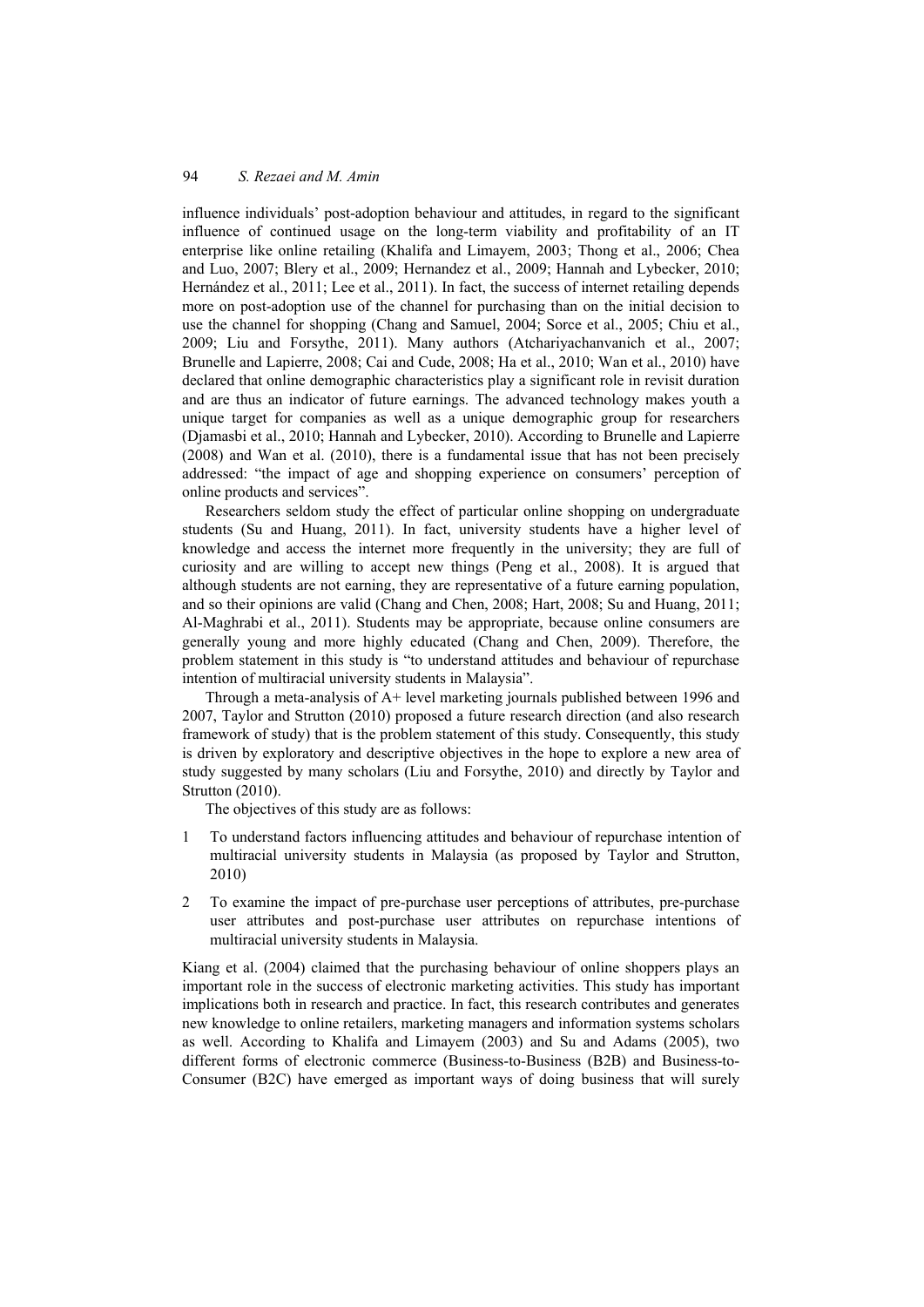influence individuals' post-adoption behaviour and attitudes, in regard to the significant influence of continued usage on the long-term viability and profitability of an IT enterprise like online retailing (Khalifa and Limayem, 2003; Thong et al., 2006; Chea and Luo, 2007; Blery et al., 2009; Hernandez et al., 2009; Hannah and Lybecker, 2010; Hernández et al., 2011; Lee et al., 2011). In fact, the success of internet retailing depends more on post-adoption use of the channel for purchasing than on the initial decision to use the channel for shopping (Chang and Samuel, 2004; Sorce et al., 2005; Chiu et al., 2009; Liu and Forsythe, 2011). Many authors (Atchariyachanvanich et al., 2007; Brunelle and Lapierre, 2008; Cai and Cude, 2008; Ha et al., 2010; Wan et al., 2010) have declared that online demographic characteristics play a significant role in revisit duration and are thus an indicator of future earnings. The advanced technology makes youth a unique target for companies as well as a unique demographic group for researchers (Djamasbi et al., 2010; Hannah and Lybecker, 2010). According to Brunelle and Lapierre (2008) and Wan et al. (2010), there is a fundamental issue that has not been precisely addressed: "the impact of age and shopping experience on consumers' perception of online products and services".

Researchers seldom study the effect of particular online shopping on undergraduate students (Su and Huang, 2011). In fact, university students have a higher level of knowledge and access the internet more frequently in the university; they are full of curiosity and are willing to accept new things (Peng et al., 2008). It is argued that although students are not earning, they are representative of a future earning population, and so their opinions are valid (Chang and Chen, 2008; Hart, 2008; Su and Huang, 2011; Al-Maghrabi et al., 2011). Students may be appropriate, because online consumers are generally young and more highly educated (Chang and Chen, 2009). Therefore, the problem statement in this study is "to understand attitudes and behaviour of repurchase intention of multiracial university students in Malaysia".

Through a meta-analysis of A+ level marketing journals published between 1996 and 2007, Taylor and Strutton (2010) proposed a future research direction (and also research framework of study) that is the problem statement of this study. Consequently, this study is driven by exploratory and descriptive objectives in the hope to explore a new area of study suggested by many scholars (Liu and Forsythe, 2010) and directly by Taylor and Strutton (2010).

The objectives of this study are as follows:

1. To understand factors influencing attitudes and behaviour of repurchase intention of multiracial university students in Malaysia (as proposed by Taylor and Strutton, 2010)
2. To examine the impact of pre-purchase user perceptions of attributes, pre-purchase user attributes and post-purchase user attributes on repurchase intentions of multiracial university students in Malaysia.

Kiang et al. (2004) claimed that the purchasing behaviour of online shoppers plays an important role in the success of electronic marketing activities. This study has important implications both in research and practice. In fact, this research contributes and generates new knowledge to online retailers, marketing managers and information systems scholars as well. According to Khalifa and Limayem (2003) and Su and Adams (2005), two different forms of electronic commerce (Business-to-Business (B2B) and Business-to-Consumer (B2C) have emerged as important ways of doing business that will surely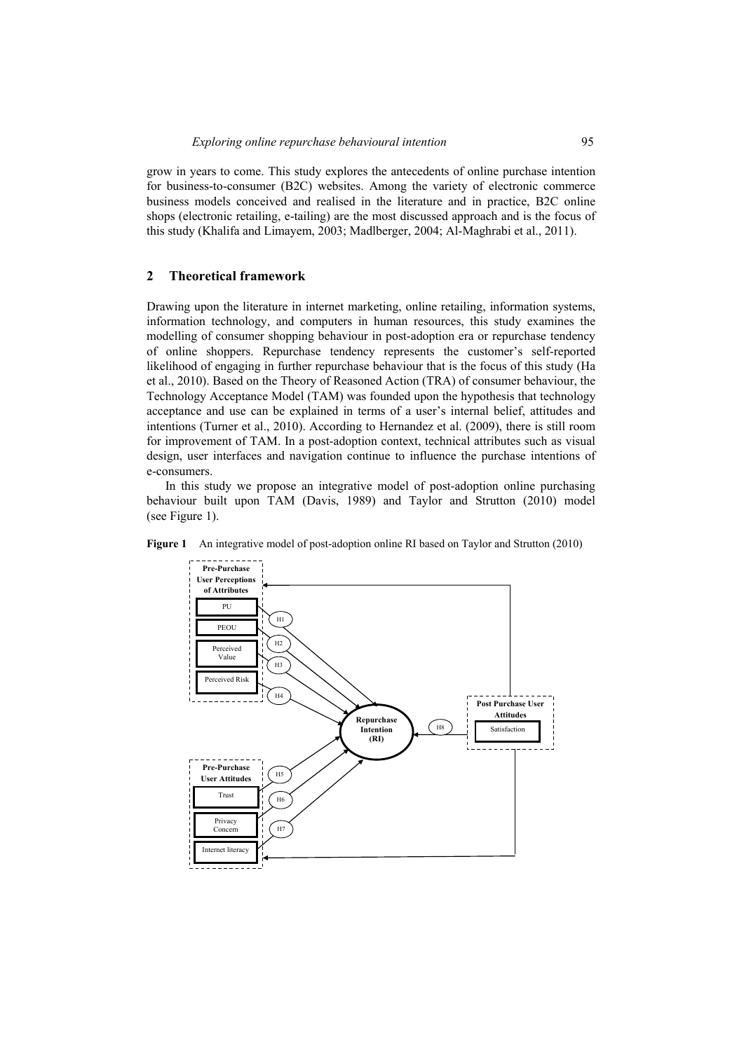grow in years to come. This study explores the antecedents of online purchase intention for business-to-consumer (B2C) websites. Among the variety of electronic commerce business models conceived and realised in the literature and in practice, B2C online shops (electronic retailing, e-tailing) are the most discussed approach and is the focus of this study (Khalifa and Limayem, 2003; Madlberger, 2004; Al-Maghrabi et al., 2011).

## 2 Theoretical framework

Drawing upon the literature in internet marketing, online retailing, information systems, information technology, and computers in human resources, this study examines the modelling of consumer shopping behaviour in post-adoption era or repurchase tendency of online shoppers. Repurchase tendency represents the customer's self-reported likelihood of engaging in further repurchase behaviour that is the focus of this study (Ha et al., 2010). Based on the Theory of Reasoned Action (TRA) of consumer behaviour, the Technology Acceptance Model (TAM) was founded upon the hypothesis that technology acceptance and use can be explained in terms of a user's internal belief, attitudes and intentions (Turner et al., 2010). According to Hernandez et al. (2009), there is still room for improvement of TAM. In a post-adoption context, technical attributes such as visual design, user interfaces and navigation continue to influence the purchase intentions of e-consumers.

In this study we propose an integrative model of post-adoption online purchasing behaviour built upon TAM (Davis, 1989) and Taylor and Strutton (2010) model (see Figure 1).

**Figure 1** An integrative model of post-adoption online RI based on Taylor and Strutton (2010)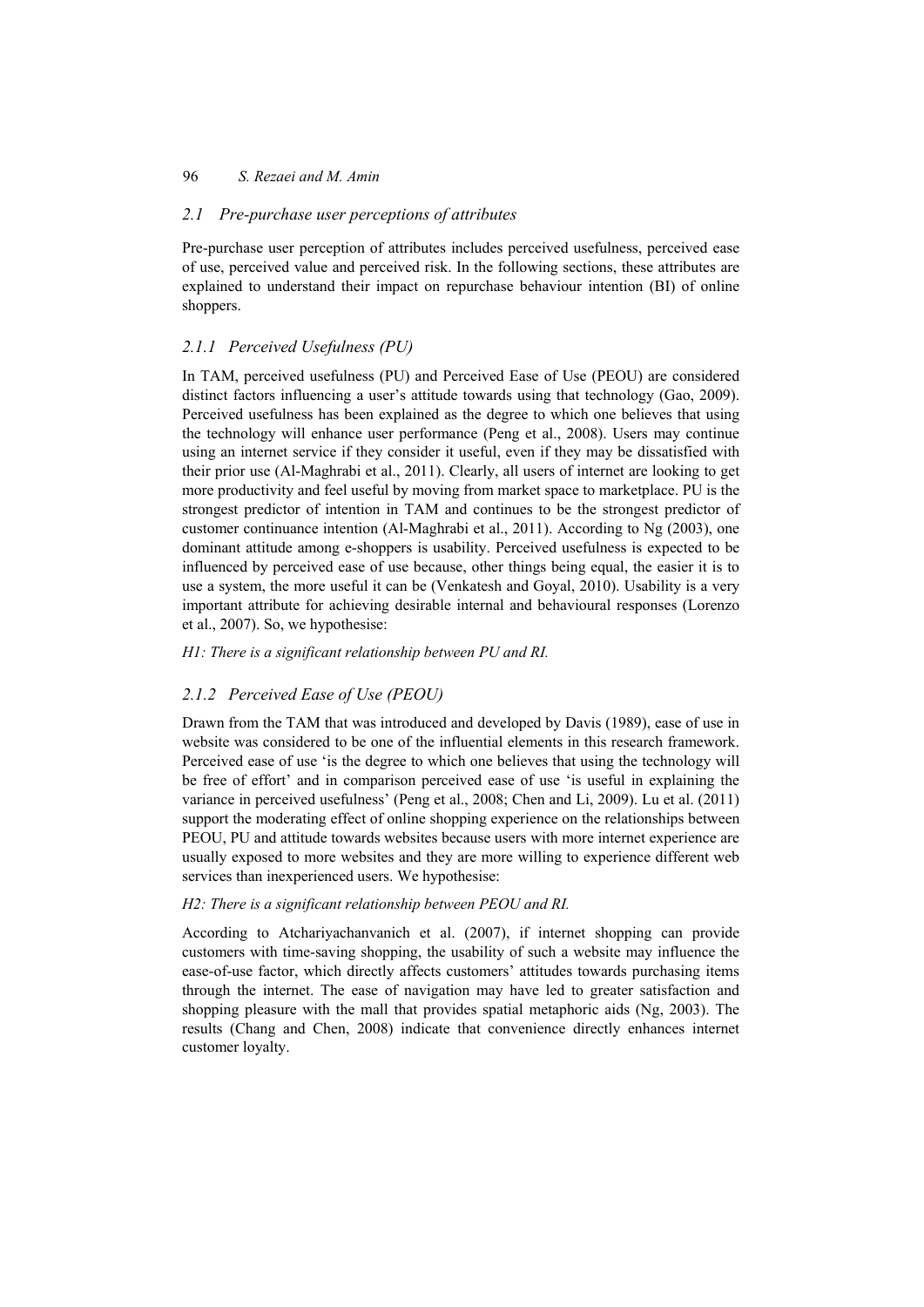## 2.1 Pre-purchase user perceptions of attributes

Pre-purchase user perception of attributes includes perceived usefulness, perceived ease of use, perceived value and perceived risk. In the following sections, these attributes are explained to understand their impact on repurchase behaviour intention (BI) of online shoppers.

### 2.1.1 Perceived Usefulness (PU)

In TAM, perceived usefulness (PU) and Perceived Ease of Use (PEOU) are considered distinct factors influencing a user's attitude towards using that technology (Gao, 2009). Perceived usefulness has been explained as the degree to which one believes that using the technology will enhance user performance (Peng et al., 2008). Users may continue using an internet service if they consider it useful, even if they may be dissatisfied with their prior use (Al-Maghrabi et al., 2011). Clearly, all users of internet are looking to get more productivity and feel useful by moving from market space to marketplace. PU is the strongest predictor of intention in TAM and continues to be the strongest predictor of customer continuance intention (Al-Maghrabi et al., 2011). According to Ng (2003), one dominant attitude among e-shoppers is usability. Perceived usefulness is expected to be influenced by perceived ease of use because, other things being equal, the easier it is to use a system, the more useful it can be (Venkatesh and Goyal, 2010). Usability is a very important attribute for achieving desirable internal and behavioural responses (Lorenzo et al., 2007). So, we hypothesise:

*H1: There is a significant relationship between PU and RI.*

### 2.1.2 Perceived Ease of Use (PEOU)

Drawn from the TAM that was introduced and developed by Davis (1989), ease of use in website was considered to be one of the influential elements in this research framework. Perceived ease of use 'is the degree to which one believes that using the technology will be free of effort' and in comparison perceived ease of use 'is useful in explaining the variance in perceived usefulness' (Peng et al., 2008; Chen and Li, 2009). Lu et al. (2011) support the moderating effect of online shopping experience on the relationships between PEOU, PU and attitude towards websites because users with more internet experience are usually exposed to more websites and they are more willing to experience different web services than inexperienced users. We hypothesise:

*H2: There is a significant relationship between PEOU and RI.*

According to Atchariyachanvanich et al. (2007), if internet shopping can provide customers with time-saving shopping, the usability of such a website may influence the ease-of-use factor, which directly affects customers' attitudes towards purchasing items through the internet. The ease of navigation may have led to greater satisfaction and shopping pleasure with the mall that provides spatial metaphoric aids (Ng, 2003). The results (Chang and Chen, 2008) indicate that convenience directly enhances internet customer loyalty.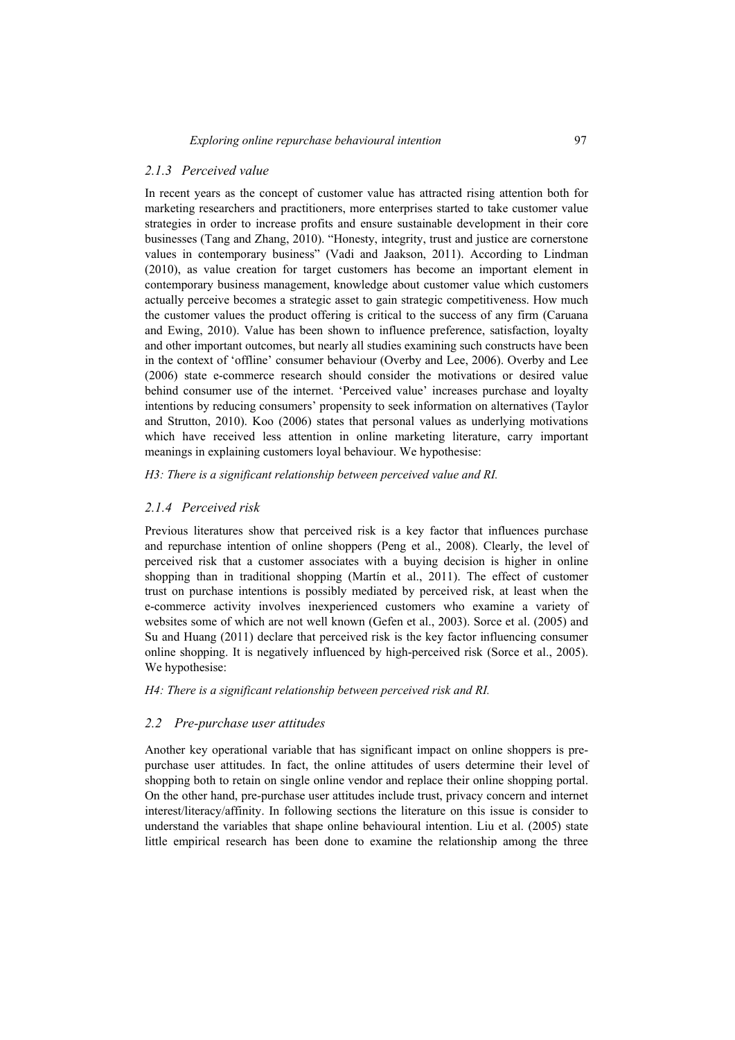### 2.1.3 Perceived value

In recent years as the concept of customer value has attracted rising attention both for marketing researchers and practitioners, more enterprises started to take customer value strategies in order to increase profits and ensure sustainable development in their core businesses (Tang and Zhang, 2010). "Honesty, integrity, trust and justice are cornerstone values in contemporary business" (Vadi and Jaakson, 2011). According to Lindman (2010), as value creation for target customers has become an important element in contemporary business management, knowledge about customer value which customers actually perceive becomes a strategic asset to gain strategic competitiveness. How much the customer values the product offering is critical to the success of any firm (Caruana and Ewing, 2010). Value has been shown to influence preference, satisfaction, loyalty and other important outcomes, but nearly all studies examining such constructs have been in the context of 'offline' consumer behaviour (Overby and Lee, 2006). Overby and Lee (2006) state e-commerce research should consider the motivations or desired value behind consumer use of the internet. 'Perceived value' increases purchase and loyalty intentions by reducing consumers' propensity to seek information on alternatives (Taylor and Strutton, 2010). Koo (2006) states that personal values as underlying motivations which have received less attention in online marketing literature, carry important meanings in explaining customers loyal behaviour. We hypothesise:

*H3: There is a significant relationship between perceived value and RI.*

### 2.1.4 Perceived risk

Previous literatures show that perceived risk is a key factor that influences purchase and repurchase intention of online shoppers (Peng et al., 2008). Clearly, the level of perceived risk that a customer associates with a buying decision is higher in online shopping than in traditional shopping (Martín et al., 2011). The effect of customer trust on purchase intentions is possibly mediated by perceived risk, at least when the e-commerce activity involves inexperienced customers who examine a variety of websites some of which are not well known (Gefen et al., 2003). Sorce et al. (2005) and Su and Huang (2011) declare that perceived risk is the key factor influencing consumer online shopping. It is negatively influenced by high-perceived risk (Sorce et al., 2005). We hypothesise:

*H4: There is a significant relationship between perceived risk and RI.*

## 2.2 Pre-purchase user attitudes

Another key operational variable that has significant impact on online shoppers is pre-purchase user attitudes. In fact, the online attitudes of users determine their level of shopping both to retain on single online vendor and replace their online shopping portal. On the other hand, pre-purchase user attitudes include trust, privacy concern and internet interest/literacy/affinity. In following sections the literature on this issue is consider to understand the variables that shape online behavioural intention. Liu et al. (2005) state little empirical research has been done to examine the relationship among the three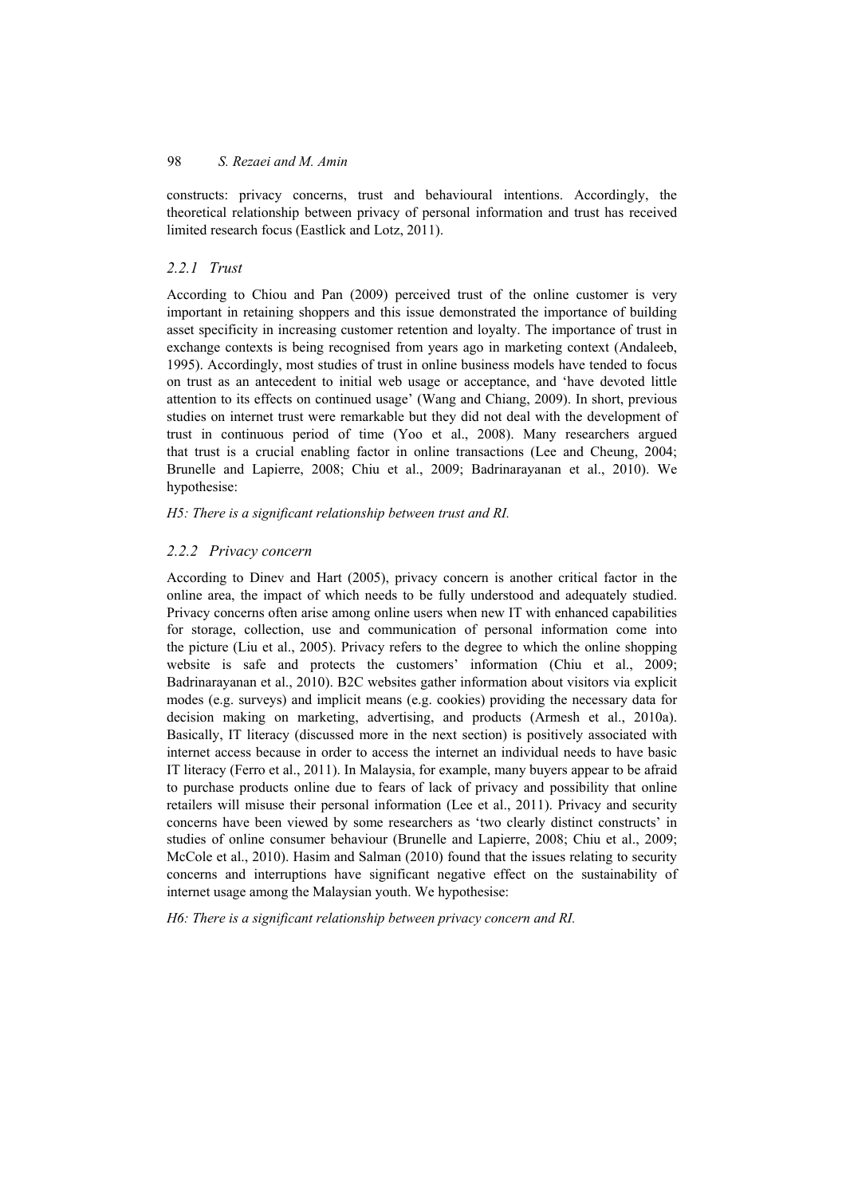constructs: privacy concerns, trust and behavioural intentions. Accordingly, the theoretical relationship between privacy of personal information and trust has received limited research focus (Eastlick and Lotz, 2011).

### 2.2.1 Trust

According to Chiou and Pan (2009) perceived trust of the online customer is very important in retaining shoppers and this issue demonstrated the importance of building asset specificity in increasing customer retention and loyalty. The importance of trust in exchange contexts is being recognised from years ago in marketing context (Andaleeb, 1995). Accordingly, most studies of trust in online business models have tended to focus on trust as an antecedent to initial web usage or acceptance, and 'have devoted little attention to its effects on continued usage' (Wang and Chiang, 2009). In short, previous studies on internet trust were remarkable but they did not deal with the development of trust in continuous period of time (Yoo et al., 2008). Many researchers argued that trust is a crucial enabling factor in online transactions (Lee and Cheung, 2004; Brunelle and Lapierre, 2008; Chiu et al., 2009; Badrinarayanan et al., 2010). We hypothesise:

*H5: There is a significant relationship between trust and RI.*

### 2.2.2 Privacy concern

According to Dinev and Hart (2005), privacy concern is another critical factor in the online area, the impact of which needs to be fully understood and adequately studied. Privacy concerns often arise among online users when new IT with enhanced capabilities for storage, collection, use and communication of personal information come into the picture (Liu et al., 2005). Privacy refers to the degree to which the online shopping website is safe and protects the customers' information (Chiu et al., 2009; Badrinarayanan et al., 2010). B2C websites gather information about visitors via explicit modes (e.g. surveys) and implicit means (e.g. cookies) providing the necessary data for decision making on marketing, advertising, and products (Armesh et al., 2010a). Basically, IT literacy (discussed more in the next section) is positively associated with internet access because in order to access the internet an individual needs to have basic IT literacy (Ferro et al., 2011). In Malaysia, for example, many buyers appear to be afraid to purchase products online due to fears of lack of privacy and possibility that online retailers will misuse their personal information (Lee et al., 2011). Privacy and security concerns have been viewed by some researchers as 'two clearly distinct constructs' in studies of online consumer behaviour (Brunelle and Lapierre, 2008; Chiu et al., 2009; McCole et al., 2010). Hasim and Salman (2010) found that the issues relating to security concerns and interruptions have significant negative effect on the sustainability of internet usage among the Malaysian youth. We hypothesise:

*H6: There is a significant relationship between privacy concern and RI.*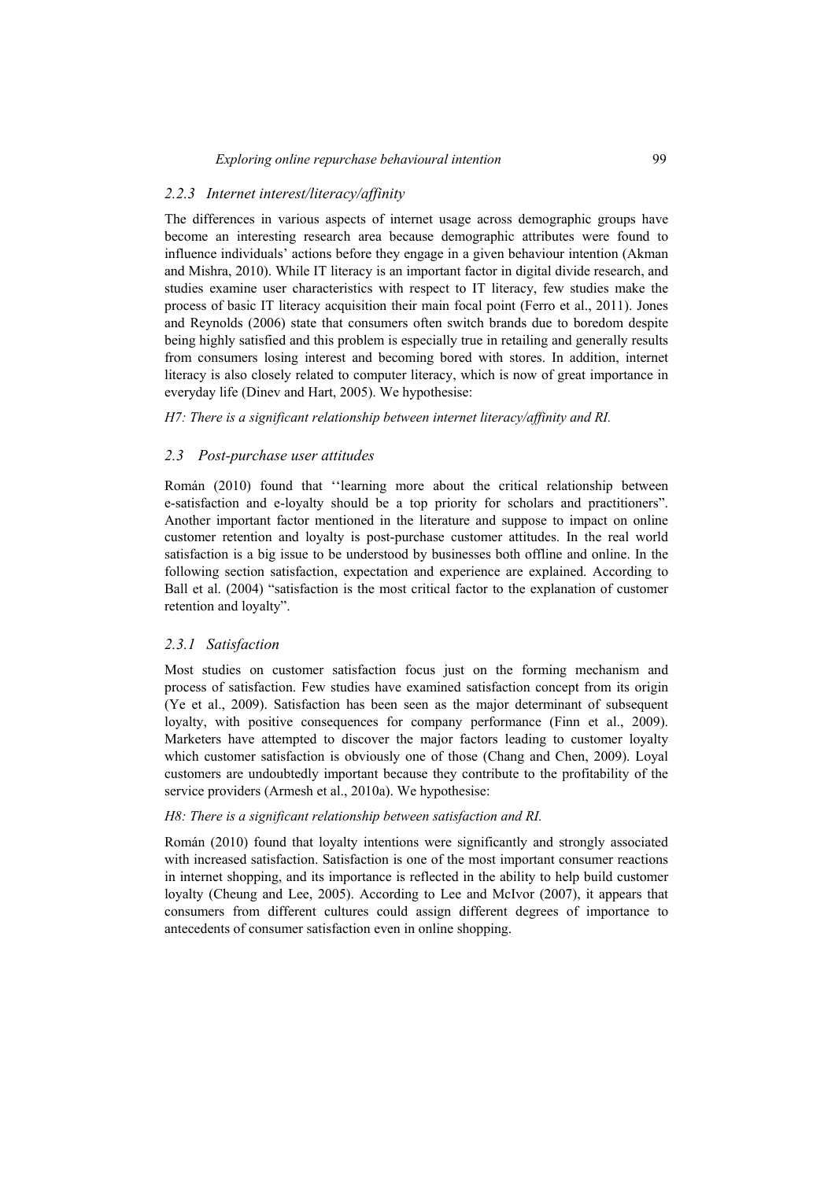### 2.2.3 Internet interest/literacy/affinity

The differences in various aspects of internet usage across demographic groups have become an interesting research area because demographic attributes were found to influence individuals' actions before they engage in a given behaviour intention (Akman and Mishra, 2010). While IT literacy is an important factor in digital divide research, and studies examine user characteristics with respect to IT literacy, few studies make the process of basic IT literacy acquisition their main focal point (Ferro et al., 2011). Jones and Reynolds (2006) state that consumers often switch brands due to boredom despite being highly satisfied and this problem is especially true in retailing and generally results from consumers losing interest and becoming bored with stores. In addition, internet literacy is also closely related to computer literacy, which is now of great importance in everyday life (Dinev and Hart, 2005). We hypothesise:

*H7: There is a significant relationship between internet literacy/affinity and RI.*

## 2.3 Post-purchase user attitudes

Román (2010) found that ''learning more about the critical relationship between e-satisfaction and e-loyalty should be a top priority for scholars and practitioners". Another important factor mentioned in the literature and suppose to impact on online customer retention and loyalty is post-purchase customer attitudes. In the real world satisfaction is a big issue to be understood by businesses both offline and online. In the following section satisfaction, expectation and experience are explained. According to Ball et al. (2004) "satisfaction is the most critical factor to the explanation of customer retention and loyalty".

### 2.3.1 Satisfaction

Most studies on customer satisfaction focus just on the forming mechanism and process of satisfaction. Few studies have examined satisfaction concept from its origin (Ye et al., 2009). Satisfaction has been seen as the major determinant of subsequent loyalty, with positive consequences for company performance (Finn et al., 2009). Marketers have attempted to discover the major factors leading to customer loyalty which customer satisfaction is obviously one of those (Chang and Chen, 2009). Loyal customers are undoubtedly important because they contribute to the profitability of the service providers (Armesh et al., 2010a). We hypothesise:

*H8: There is a significant relationship between satisfaction and RI.*

Román (2010) found that loyalty intentions were significantly and strongly associated with increased satisfaction. Satisfaction is one of the most important consumer reactions in internet shopping, and its importance is reflected in the ability to help build customer loyalty (Cheung and Lee, 2005). According to Lee and McIvor (2007), it appears that consumers from different cultures could assign different degrees of importance to antecedents of consumer satisfaction even in online shopping.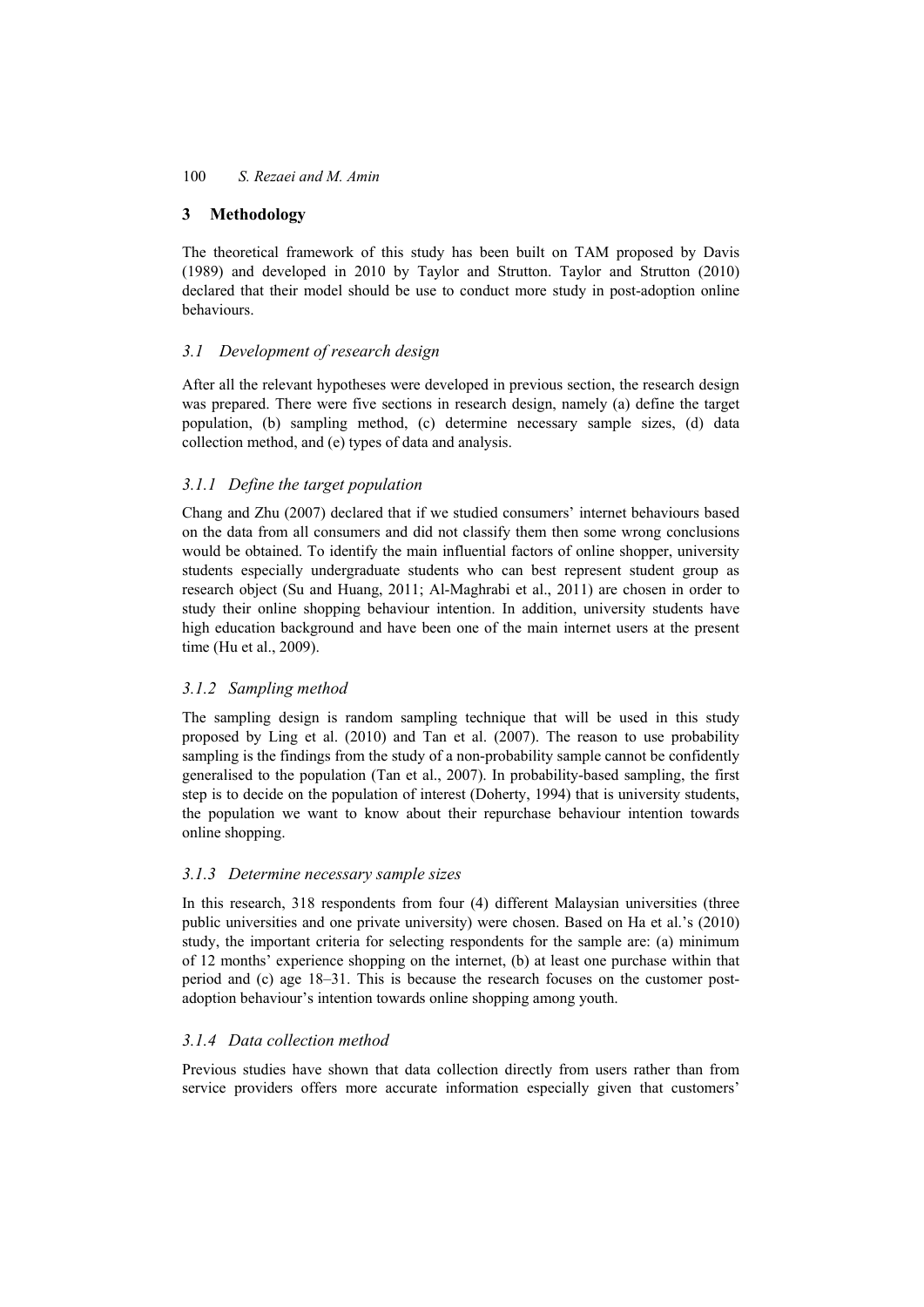## 3 Methodology

The theoretical framework of this study has been built on TAM proposed by Davis (1989) and developed in 2010 by Taylor and Strutton. Taylor and Strutton (2010) declared that their model should be use to conduct more study in post-adoption online behaviours.

### 3.1 Development of research design

After all the relevant hypotheses were developed in previous section, the research design was prepared. There were five sections in research design, namely (a) define the target population, (b) sampling method, (c) determine necessary sample sizes, (d) data collection method, and (e) types of data and analysis.

#### 3.1.1 Define the target population

Chang and Zhu (2007) declared that if we studied consumers' internet behaviours based on the data from all consumers and did not classify them then some wrong conclusions would be obtained. To identify the main influential factors of online shopper, university students especially undergraduate students who can best represent student group as research object (Su and Huang, 2011; Al-Maghrabi et al., 2011) are chosen in order to study their online shopping behaviour intention. In addition, university students have high education background and have been one of the main internet users at the present time (Hu et al., 2009).

#### 3.1.2 Sampling method

The sampling design is random sampling technique that will be used in this study proposed by Ling et al. (2010) and Tan et al. (2007). The reason to use probability sampling is the findings from the study of a non-probability sample cannot be confidently generalised to the population (Tan et al., 2007). In probability-based sampling, the first step is to decide on the population of interest (Doherty, 1994) that is university students, the population we want to know about their repurchase behaviour intention towards online shopping.

#### 3.1.3 Determine necessary sample sizes

In this research, 318 respondents from four (4) different Malaysian universities (three public universities and one private university) were chosen. Based on Ha et al.'s (2010) study, the important criteria for selecting respondents for the sample are: (a) minimum of 12 months' experience shopping on the internet, (b) at least one purchase within that period and (c) age 18–31. This is because the research focuses on the customer post-adoption behaviour's intention towards online shopping among youth.

#### 3.1.4 Data collection method

Previous studies have shown that data collection directly from users rather than from service providers offers more accurate information especially given that customers'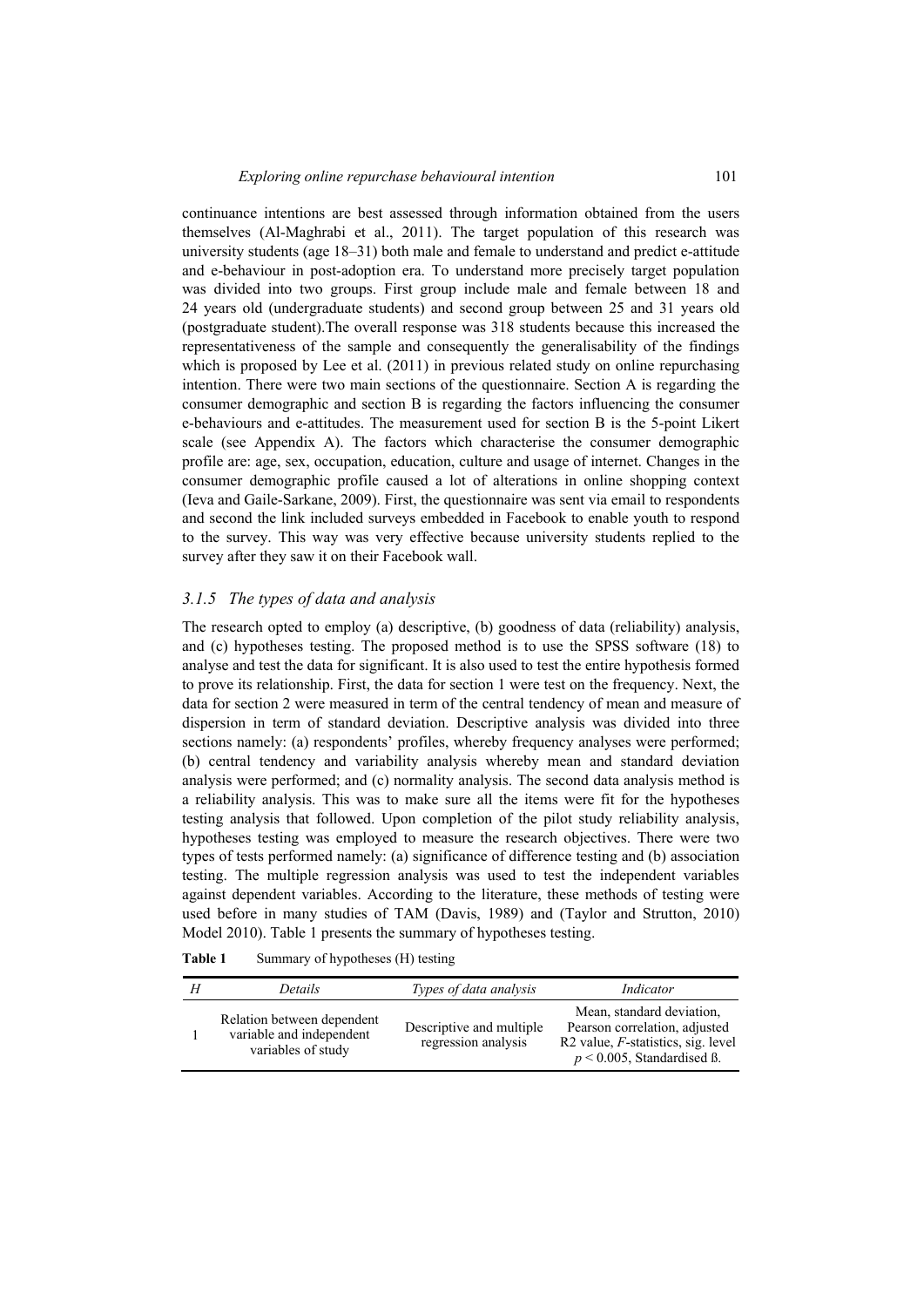continuance intentions are best assessed through information obtained from the users themselves (Al-Maghrabi et al., 2011). The target population of this research was university students (age 18–31) both male and female to understand and predict e-attitude and e-behaviour in post-adoption era. To understand more precisely target population was divided into two groups. First group include male and female between 18 and 24 years old (undergraduate students) and second group between 25 and 31 years old (postgraduate student).The overall response was 318 students because this increased the representativeness of the sample and consequently the generalisability of the findings which is proposed by Lee et al. (2011) in previous related study on online repurchasing intention. There were two main sections of the questionnaire. Section A is regarding the consumer demographic and section B is regarding the factors influencing the consumer e-behaviours and e-attitudes. The measurement used for section B is the 5-point Likert scale (see Appendix A). The factors which characterise the consumer demographic profile are: age, sex, occupation, education, culture and usage of internet. Changes in the consumer demographic profile caused a lot of alterations in online shopping context (Ieva and Gaile-Sarkane, 2009). First, the questionnaire was sent via email to respondents and second the link included surveys embedded in Facebook to enable youth to respond to the survey. This way was very effective because university students replied to the survey after they saw it on their Facebook wall.

### *3.1.5 The types of data and analysis*

The research opted to employ (a) descriptive, (b) goodness of data (reliability) analysis, and (c) hypotheses testing. The proposed method is to use the SPSS software (18) to analyse and test the data for significant. It is also used to test the entire hypothesis formed to prove its relationship. First, the data for section 1 were test on the frequency. Next, the data for section 2 were measured in term of the central tendency of mean and measure of dispersion in term of standard deviation. Descriptive analysis was divided into three sections namely: (a) respondents' profiles, whereby frequency analyses were performed; (b) central tendency and variability analysis whereby mean and standard deviation analysis were performed; and (c) normality analysis. The second data analysis method is a reliability analysis. This was to make sure all the items were fit for the hypotheses testing analysis that followed. Upon completion of the pilot study reliability analysis, hypotheses testing was employed to measure the research objectives. There were two types of tests performed namely: (a) significance of difference testing and (b) association testing. The multiple regression analysis was used to test the independent variables against dependent variables. According to the literature, these methods of testing were used before in many studies of TAM (Davis, 1989) and (Taylor and Strutton, 2010) Model 2010). Table 1 presents the summary of hypotheses testing.

**Table 1** Summary of hypotheses (H) testing

| *H* | *Details* | *Types of data analysis* | *Indicator* |
|---|---|---|---|
| 1 | Relation between dependent variable and independent variables of study | Descriptive and multiple regression analysis | Mean, standard deviation, Pearson correlation, adjusted R2 value, *F*-statistics, sig. level $p < 0.005$, Standardised ß. |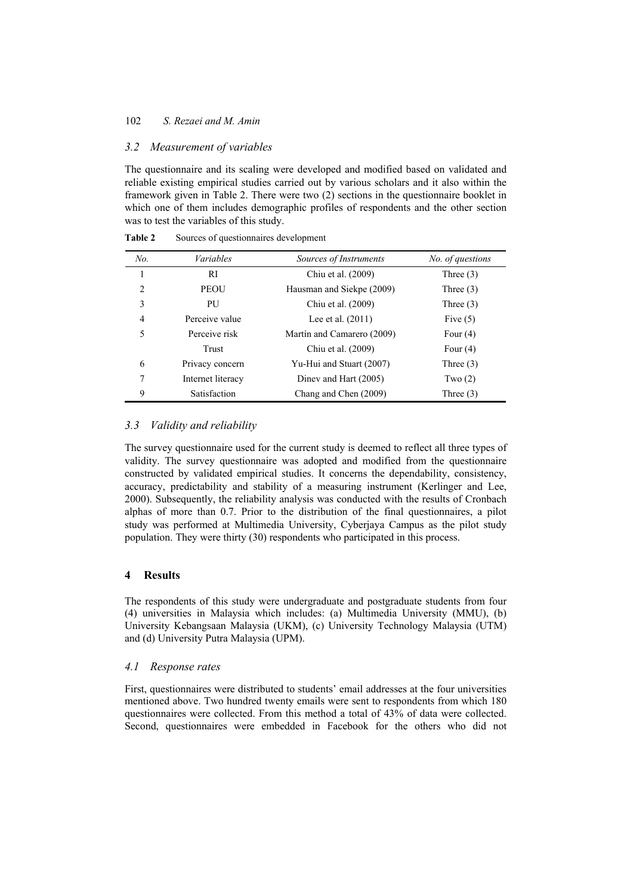### 3.2 Measurement of variables

The questionnaire and its scaling were developed and modified based on validated and reliable existing empirical studies carried out by various scholars and it also within the framework given in Table 2. There were two (2) sections in the questionnaire booklet in which one of them includes demographic profiles of respondents and the other section was to test the variables of this study.

**Table 2** Sources of questionnaires development

| *No.* | *Variables* | *Sources of Instruments* | *No. of questions* |
|---|---|---|---|
| 1 | RI | Chiu et al. (2009) | Three (3) |
| 2 | PEOU | Hausman and Siekpe (2009) | Three (3) |
| 3 | PU | Chiu et al. (2009) | Three (3) |
| 4 | Perceive value | Lee et al. (2011) | Five (5) |
| 5 | Perceive risk | Martín and Camarero (2009) | Four (4) |
| | Trust | Chiu et al. (2009) | Four (4) |
| 6 | Privacy concern | Yu-Hui and Stuart (2007) | Three (3) |
| 7 | Internet literacy | Dinev and Hart (2005) | Two (2) |
| 9 | Satisfaction | Chang and Chen (2009) | Three (3) |

### 3.3 Validity and reliability

The survey questionnaire used for the current study is deemed to reflect all three types of validity. The survey questionnaire was adopted and modified from the questionnaire constructed by validated empirical studies. It concerns the dependability, consistency, accuracy, predictability and stability of a measuring instrument (Kerlinger and Lee, 2000). Subsequently, the reliability analysis was conducted with the results of Cronbach alphas of more than 0.7. Prior to the distribution of the final questionnaires, a pilot study was performed at Multimedia University, Cyberjaya Campus as the pilot study population. They were thirty (30) respondents who participated in this process.

## 4 Results

The respondents of this study were undergraduate and postgraduate students from four (4) universities in Malaysia which includes: (a) Multimedia University (MMU), (b) University Kebangsaan Malaysia (UKM), (c) University Technology Malaysia (UTM) and (d) University Putra Malaysia (UPM).

### 4.1 Response rates

First, questionnaires were distributed to students' email addresses at the four universities mentioned above. Two hundred twenty emails were sent to respondents from which 180 questionnaires were collected. From this method a total of 43% of data were collected. Second, questionnaires were embedded in Facebook for the others who did not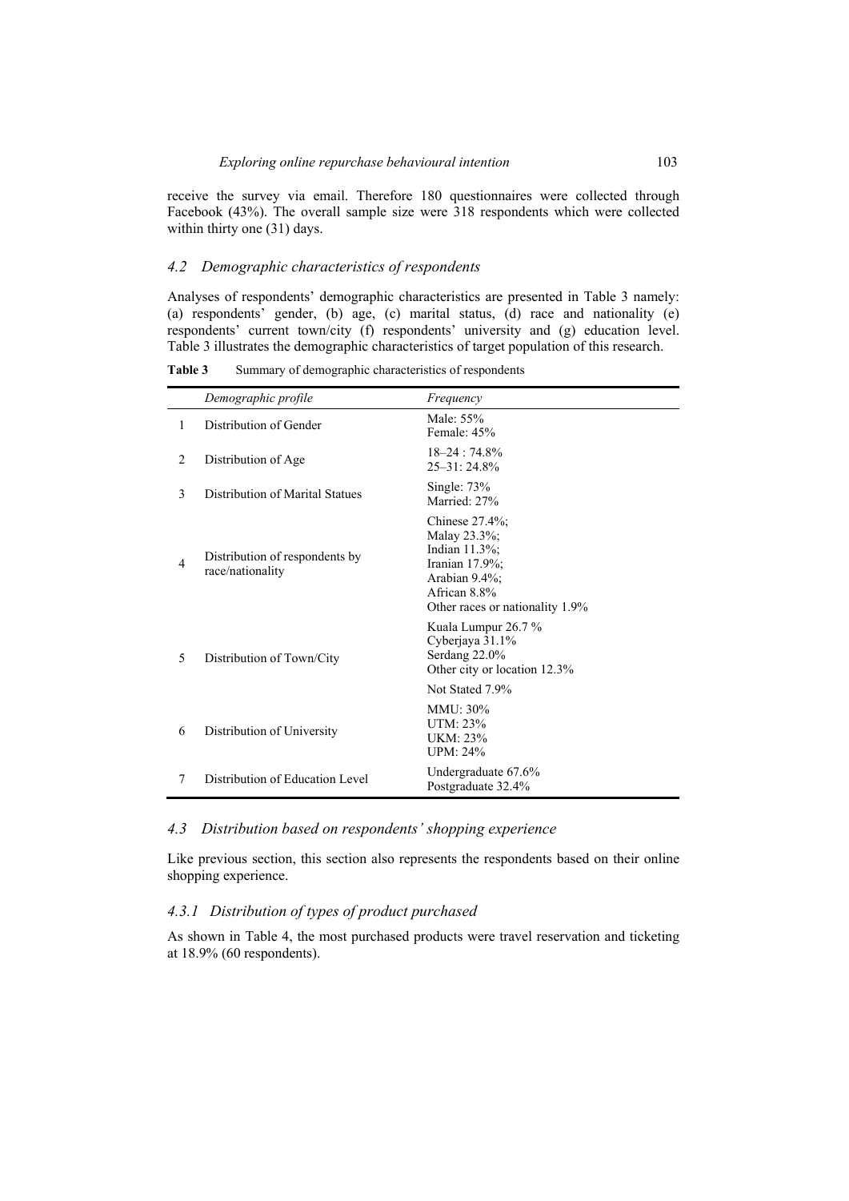receive the survey via email. Therefore 180 questionnaires were collected through Facebook (43%). The overall sample size were 318 respondents which were collected within thirty one (31) days.

### *4.2 Demographic characteristics of respondents*

Analyses of respondents' demographic characteristics are presented in Table 3 namely: (a) respondents' gender, (b) age, (c) marital status, (d) race and nationality (e) respondents' current town/city (f) respondents' university and (g) education level. Table 3 illustrates the demographic characteristics of target population of this research.

**Table 3** Summary of demographic characteristics of respondents

| | *Demographic profile* | *Frequency* |
|---|---|---|
| 1 | Distribution of Gender | Male: 55%<br>Female: 45% |
| 2 | Distribution of Age | 18–24 : 74.8%<br>25–31: 24.8% |
| 3 | Distribution of Marital Statues | Single: 73%<br>Married: 27% |
| 4 | Distribution of respondents by race/nationality | Chinese 27.4%;<br>Malay 23.3%;<br>Indian 11.3%;<br>Iranian 17.9%;<br>Arabian 9.4%;<br>African 8.8%<br>Other races or nationality 1.9% |
| 5 | Distribution of Town/City | Kuala Lumpur 26.7 %<br>Cyberjaya 31.1%<br>Serdang 22.0%<br>Other city or location 12.3%<br>Not Stated 7.9% |
| 6 | Distribution of University | MMU: 30%<br>UTM: 23%<br>UKM: 23%<br>UPM: 24% |
| 7 | Distribution of Education Level | Undergraduate 67.6%<br>Postgraduate 32.4% |

### *4.3 Distribution based on respondents' shopping experience*

Like previous section, this section also represents the respondents based on their online shopping experience.

#### *4.3.1 Distribution of types of product purchased*

As shown in Table 4, the most purchased products were travel reservation and ticketing at 18.9% (60 respondents).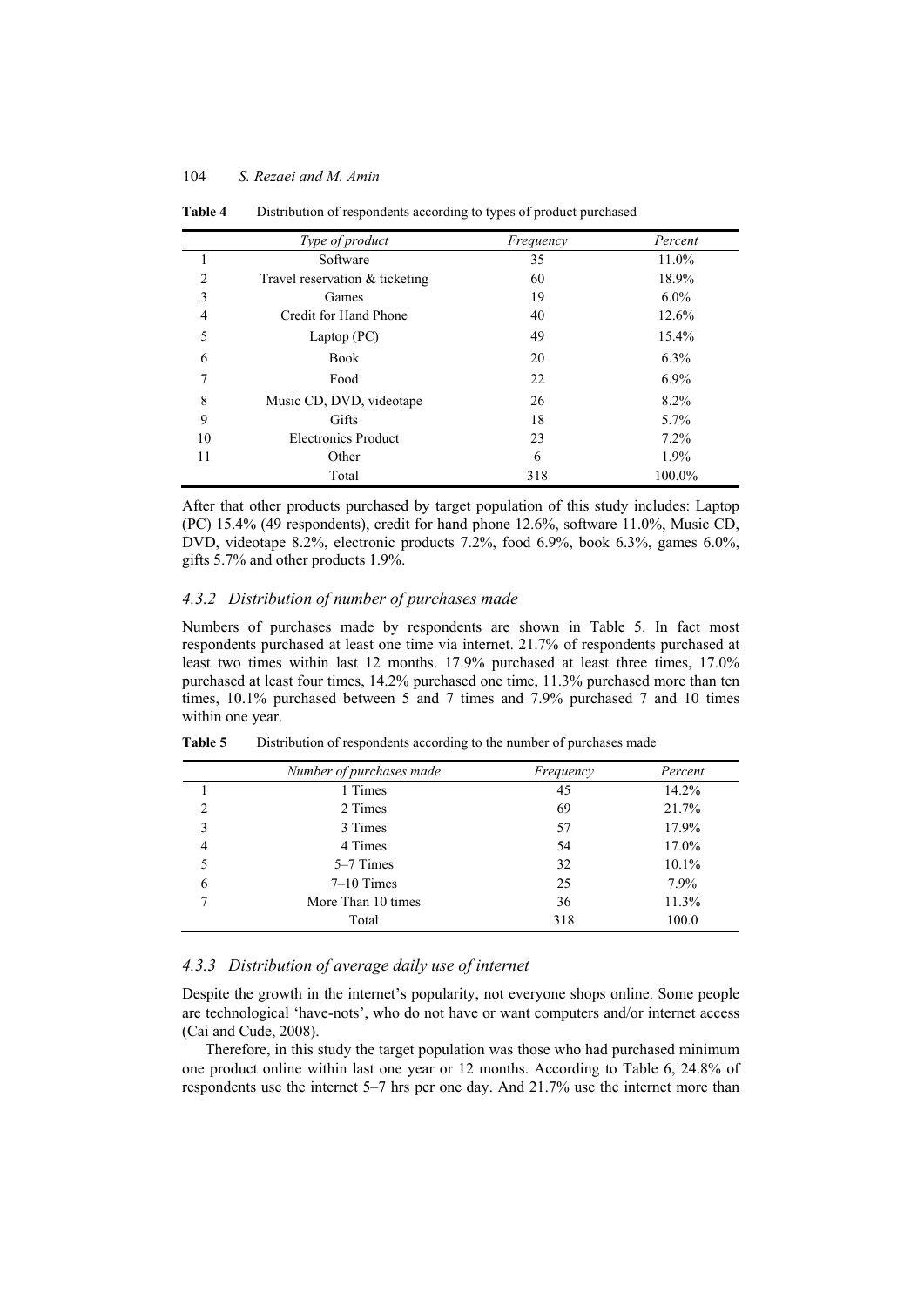**Table 4** Distribution of respondents according to types of product purchased

| | *Type of product* | *Frequency* | *Percent* |
|---|---|---|---|
| 1 | Software | 35 | 11.0% |
| 2 | Travel reservation & ticketing | 60 | 18.9% |
| 3 | Games | 19 | 6.0% |
| 4 | Credit for Hand Phone | 40 | 12.6% |
| 5 | Laptop (PC) | 49 | 15.4% |
| 6 | Book | 20 | 6.3% |
| 7 | Food | 22 | 6.9% |
| 8 | Music CD, DVD, videotape | 26 | 8.2% |
| 9 | Gifts | 18 | 5.7% |
| 10 | Electronics Product | 23 | 7.2% |
| 11 | Other | 6 | 1.9% |
| | Total | 318 | 100.0% |

After that other products purchased by target population of this study includes: Laptop (PC) 15.4% (49 respondents), credit for hand phone 12.6%, software 11.0%, Music CD, DVD, videotape 8.2%, electronic products 7.2%, food 6.9%, book 6.3%, games 6.0%, gifts 5.7% and other products 1.9%.

### *4.3.2 Distribution of number of purchases made*

Numbers of purchases made by respondents are shown in Table 5. In fact most respondents purchased at least one time via internet. 21.7% of respondents purchased at least two times within last 12 months. 17.9% purchased at least three times, 17.0% purchased at least four times, 14.2% purchased one time, 11.3% purchased more than ten times, 10.1% purchased between 5 and 7 times and 7.9% purchased 7 and 10 times within one year.

**Table 5** Distribution of respondents according to the number of purchases made

| | *Number of purchases made* | *Frequency* | *Percent* |
|---|---|---|---|
| 1 | 1 Times | 45 | 14.2% |
| 2 | 2 Times | 69 | 21.7% |
| 3 | 3 Times | 57 | 17.9% |
| 4 | 4 Times | 54 | 17.0% |
| 5 | 5–7 Times | 32 | 10.1% |
| 6 | 7–10 Times | 25 | 7.9% |
| 7 | More Than 10 times | 36 | 11.3% |
| | Total | 318 | 100.0 |

### *4.3.3 Distribution of average daily use of internet*

Despite the growth in the internet's popularity, not everyone shops online. Some people are technological 'have-nots', who do not have or want computers and/or internet access (Cai and Cude, 2008).

Therefore, in this study the target population was those who had purchased minimum one product online within last one year or 12 months. According to Table 6, 24.8% of respondents use the internet 5–7 hrs per one day. And 21.7% use the internet more than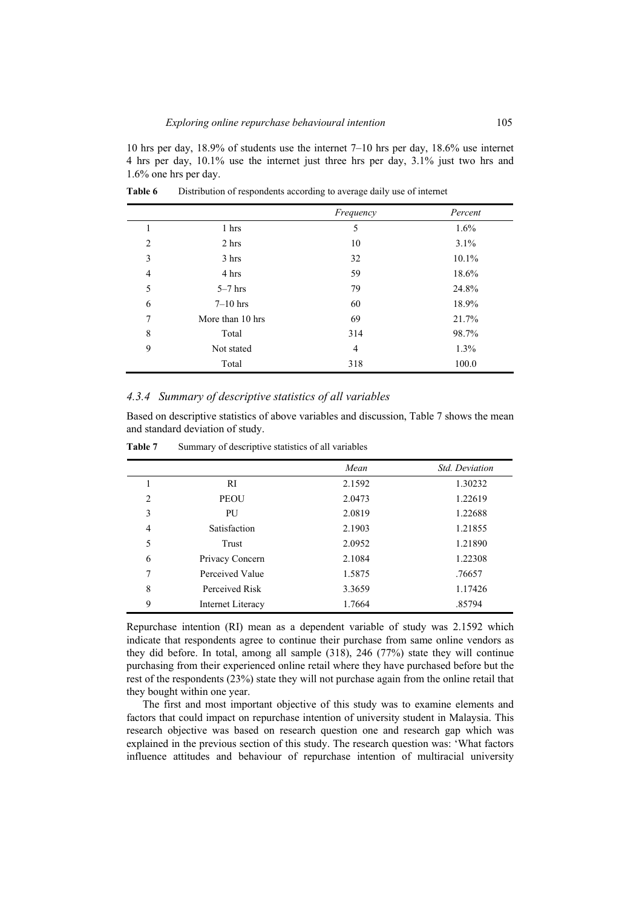10 hrs per day, 18.9% of students use the internet 7–10 hrs per day, 18.6% use internet 4 hrs per day, 10.1% use the internet just three hrs per day, 3.1% just two hrs and 1.6% one hrs per day.

**Table 6** Distribution of respondents according to average daily use of internet

| | | *Frequency* | *Percent* |
|---|---|---|---|
| 1 | 1 hrs | 5 | 1.6% |
| 2 | 2 hrs | 10 | 3.1% |
| 3 | 3 hrs | 32 | 10.1% |
| 4 | 4 hrs | 59 | 18.6% |
| 5 | 5–7 hrs | 79 | 24.8% |
| 6 | 7–10 hrs | 60 | 18.9% |
| 7 | More than 10 hrs | 69 | 21.7% |
| 8 | Total | 314 | 98.7% |
| 9 | Not stated | 4 | 1.3% |
| | Total | 318 | 100.0 |

### *4.3.4 Summary of descriptive statistics of all variables*

Based on descriptive statistics of above variables and discussion, Table 7 shows the mean and standard deviation of study.

**Table 7** Summary of descriptive statistics of all variables

| | | *Mean* | *Std. Deviation* |
|---|---|---|---|
| 1 | RI | 2.1592 | 1.30232 |
| 2 | PEOU | 2.0473 | 1.22619 |
| 3 | PU | 2.0819 | 1.22688 |
| 4 | Satisfaction | 2.1903 | 1.21855 |
| 5 | Trust | 2.0952 | 1.21890 |
| 6 | Privacy Concern | 2.1084 | 1.22308 |
| 7 | Perceived Value | 1.5875 | .76657 |
| 8 | Perceived Risk | 3.3659 | 1.17426 |
| 9 | Internet Literacy | 1.7664 | .85794 |

Repurchase intention (RI) mean as a dependent variable of study was 2.1592 which indicate that respondents agree to continue their purchase from same online vendors as they did before. In total, among all sample (318), 246 (77%) state they will continue purchasing from their experienced online retail where they have purchased before but the rest of the respondents (23%) state they will not purchase again from the online retail that they bought within one year.

The first and most important objective of this study was to examine elements and factors that could impact on repurchase intention of university student in Malaysia. This research objective was based on research question one and research gap which was explained in the previous section of this study. The research question was: 'What factors influence attitudes and behaviour of repurchase intention of multiracial university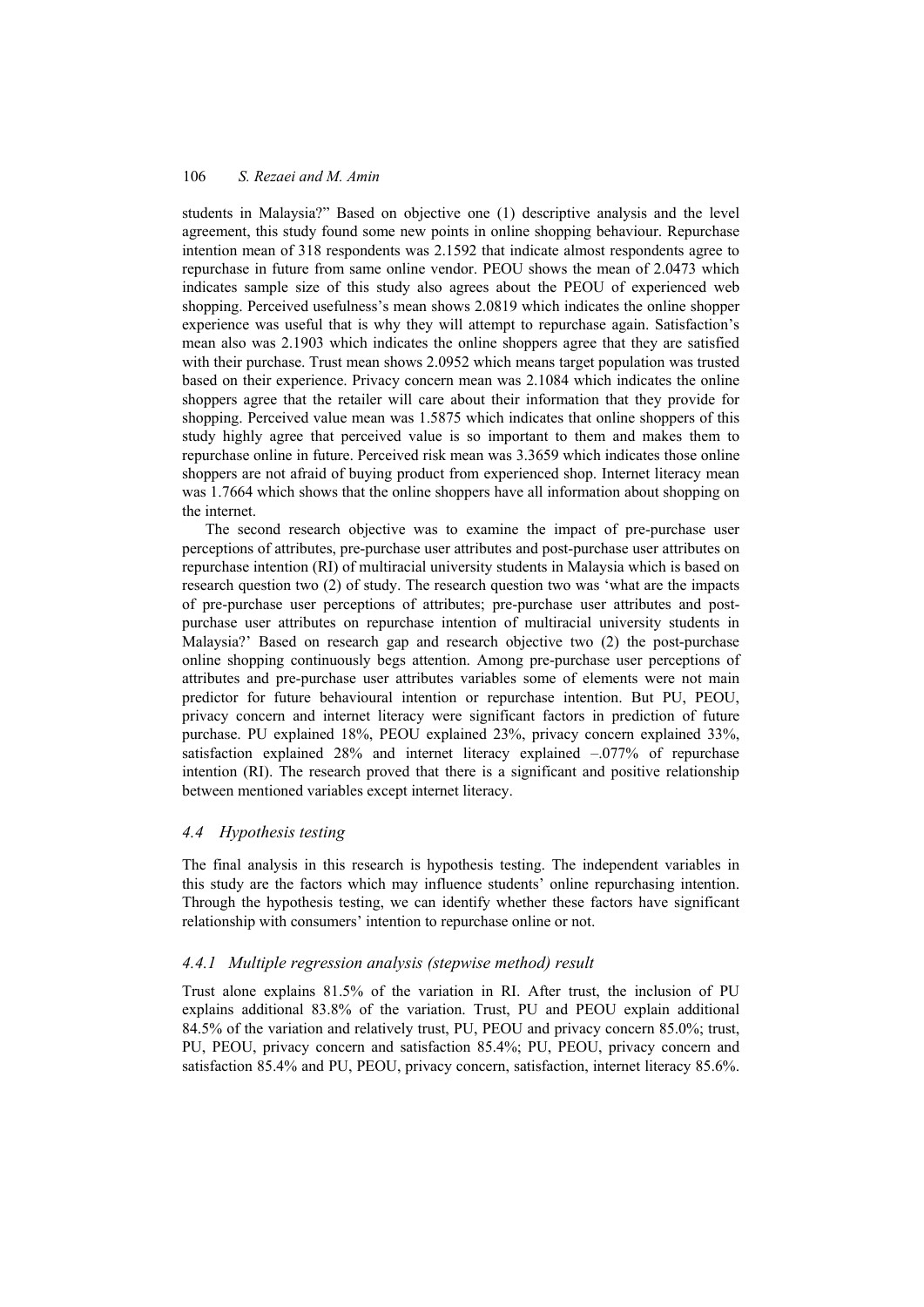students in Malaysia?" Based on objective one (1) descriptive analysis and the level agreement, this study found some new points in online shopping behaviour. Repurchase intention mean of 318 respondents was 2.1592 that indicate almost respondents agree to repurchase in future from same online vendor. PEOU shows the mean of 2.0473 which indicates sample size of this study also agrees about the PEOU of experienced web shopping. Perceived usefulness's mean shows 2.0819 which indicates the online shopper experience was useful that is why they will attempt to repurchase again. Satisfaction's mean also was 2.1903 which indicates the online shoppers agree that they are satisfied with their purchase. Trust mean shows 2.0952 which means target population was trusted based on their experience. Privacy concern mean was 2.1084 which indicates the online shoppers agree that the retailer will care about their information that they provide for shopping. Perceived value mean was 1.5875 which indicates that online shoppers of this study highly agree that perceived value is so important to them and makes them to repurchase online in future. Perceived risk mean was 3.3659 which indicates those online shoppers are not afraid of buying product from experienced shop. Internet literacy mean was 1.7664 which shows that the online shoppers have all information about shopping on the internet.

The second research objective was to examine the impact of pre-purchase user perceptions of attributes, pre-purchase user attributes and post-purchase user attributes on repurchase intention (RI) of multiracial university students in Malaysia which is based on research question two (2) of study. The research question two was 'what are the impacts of pre-purchase user perceptions of attributes; pre-purchase user attributes and post-purchase user attributes on repurchase intention of multiracial university students in Malaysia?' Based on research gap and research objective two (2) the post-purchase online shopping continuously begs attention. Among pre-purchase user perceptions of attributes and pre-purchase user attributes variables some of elements were not main predictor for future behavioural intention or repurchase intention. But PU, PEOU, privacy concern and internet literacy were significant factors in prediction of future purchase. PU explained 18%, PEOU explained 23%, privacy concern explained 33%, satisfaction explained 28% and internet literacy explained –.077% of repurchase intention (RI). The research proved that there is a significant and positive relationship between mentioned variables except internet literacy.

### *4.4 Hypothesis testing*

The final analysis in this research is hypothesis testing. The independent variables in this study are the factors which may influence students' online repurchasing intention. Through the hypothesis testing, we can identify whether these factors have significant relationship with consumers' intention to repurchase online or not.

#### *4.4.1 Multiple regression analysis (stepwise method) result*

Trust alone explains 81.5% of the variation in RI. After trust, the inclusion of PU explains additional 83.8% of the variation. Trust, PU and PEOU explain additional 84.5% of the variation and relatively trust, PU, PEOU and privacy concern 85.0%; trust, PU, PEOU, privacy concern and satisfaction 85.4%; PU, PEOU, privacy concern and satisfaction 85.4% and PU, PEOU, privacy concern, satisfaction, internet literacy 85.6%.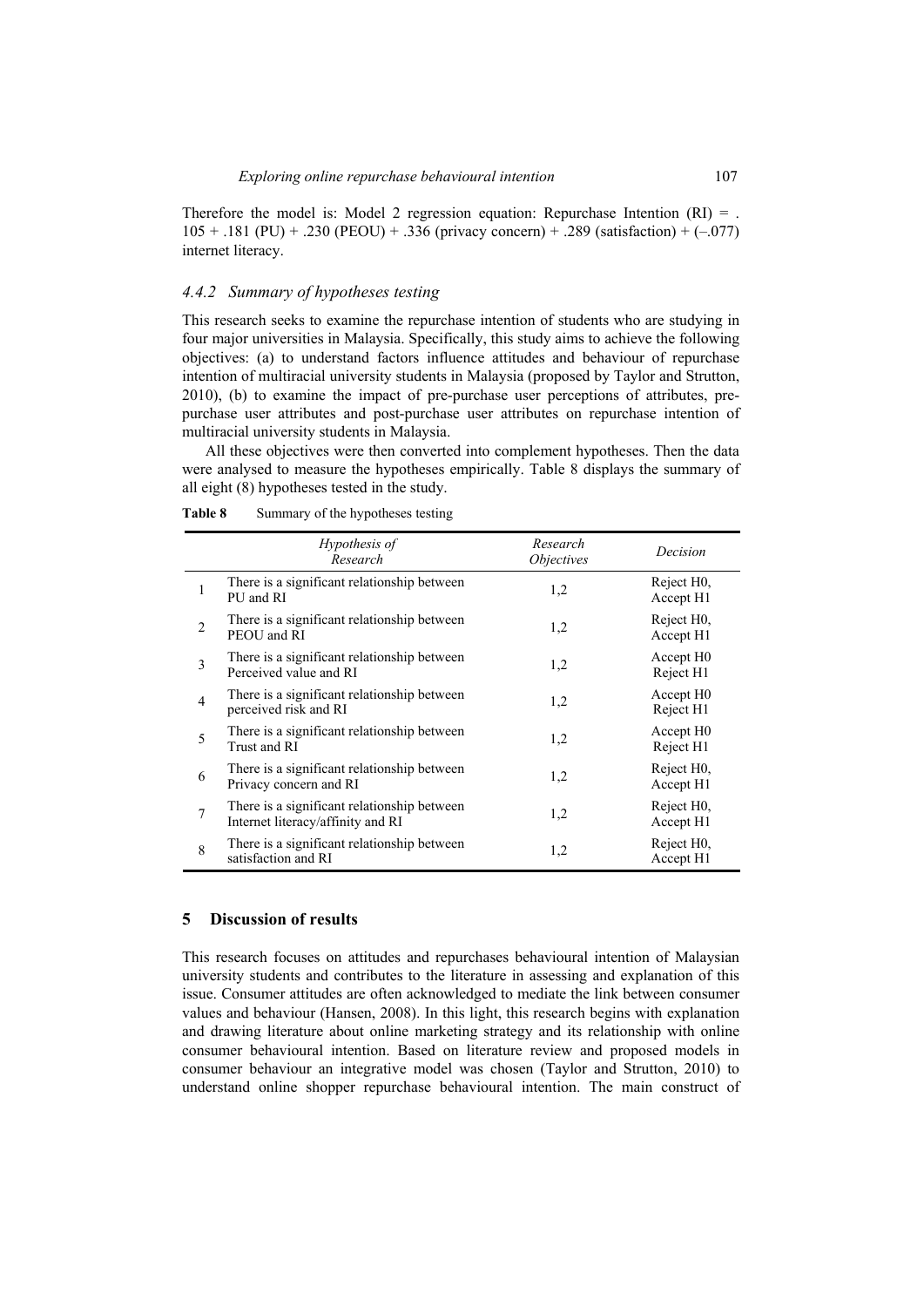Therefore the model is: Model 2 regression equation: Repurchase Intention (RI) = .105 + .181 (PU) + .230 (PEOU) + .336 (privacy concern) + .289 (satisfaction) + (–.077) internet literacy.

### *4.4.2 Summary of hypotheses testing*

This research seeks to examine the repurchase intention of students who are studying in four major universities in Malaysia. Specifically, this study aims to achieve the following objectives: (a) to understand factors influence attitudes and behaviour of repurchase intention of multiracial university students in Malaysia (proposed by Taylor and Strutton, 2010), (b) to examine the impact of pre-purchase user perceptions of attributes, pre-purchase user attributes and post-purchase user attributes on repurchase intention of multiracial university students in Malaysia.

All these objectives were then converted into complement hypotheses. Then the data were analysed to measure the hypotheses empirically. Table 8 displays the summary of all eight (8) hypotheses tested in the study.

**Table 8** Summary of the hypotheses testing

| | *Hypothesis of Research* | *Research Objectives* | *Decision* |
|---|---|---|---|
| 1 | There is a significant relationship between PU and RI | 1,2 | Reject H0, Accept H1 |
| 2 | There is a significant relationship between PEOU and RI | 1,2 | Reject H0, Accept H1 |
| 3 | There is a significant relationship between Perceived value and RI | 1,2 | Accept H0 Reject H1 |
| 4 | There is a significant relationship between perceived risk and RI | 1,2 | Accept H0 Reject H1 |
| 5 | There is a significant relationship between Trust and RI | 1,2 | Accept H0 Reject H1 |
| 6 | There is a significant relationship between Privacy concern and RI | 1,2 | Reject H0, Accept H1 |
| 7 | There is a significant relationship between Internet literacy/affinity and RI | 1,2 | Reject H0, Accept H1 |
| 8 | There is a significant relationship between satisfaction and RI | 1,2 | Reject H0, Accept H1 |

## 5 Discussion of results

This research focuses on attitudes and repurchases behavioural intention of Malaysian university students and contributes to the literature in assessing and explanation of this issue. Consumer attitudes are often acknowledged to mediate the link between consumer values and behaviour (Hansen, 2008). In this light, this research begins with explanation and drawing literature about online marketing strategy and its relationship with online consumer behavioural intention. Based on literature review and proposed models in consumer behaviour an integrative model was chosen (Taylor and Strutton, 2010) to understand online shopper repurchase behavioural intention. The main construct of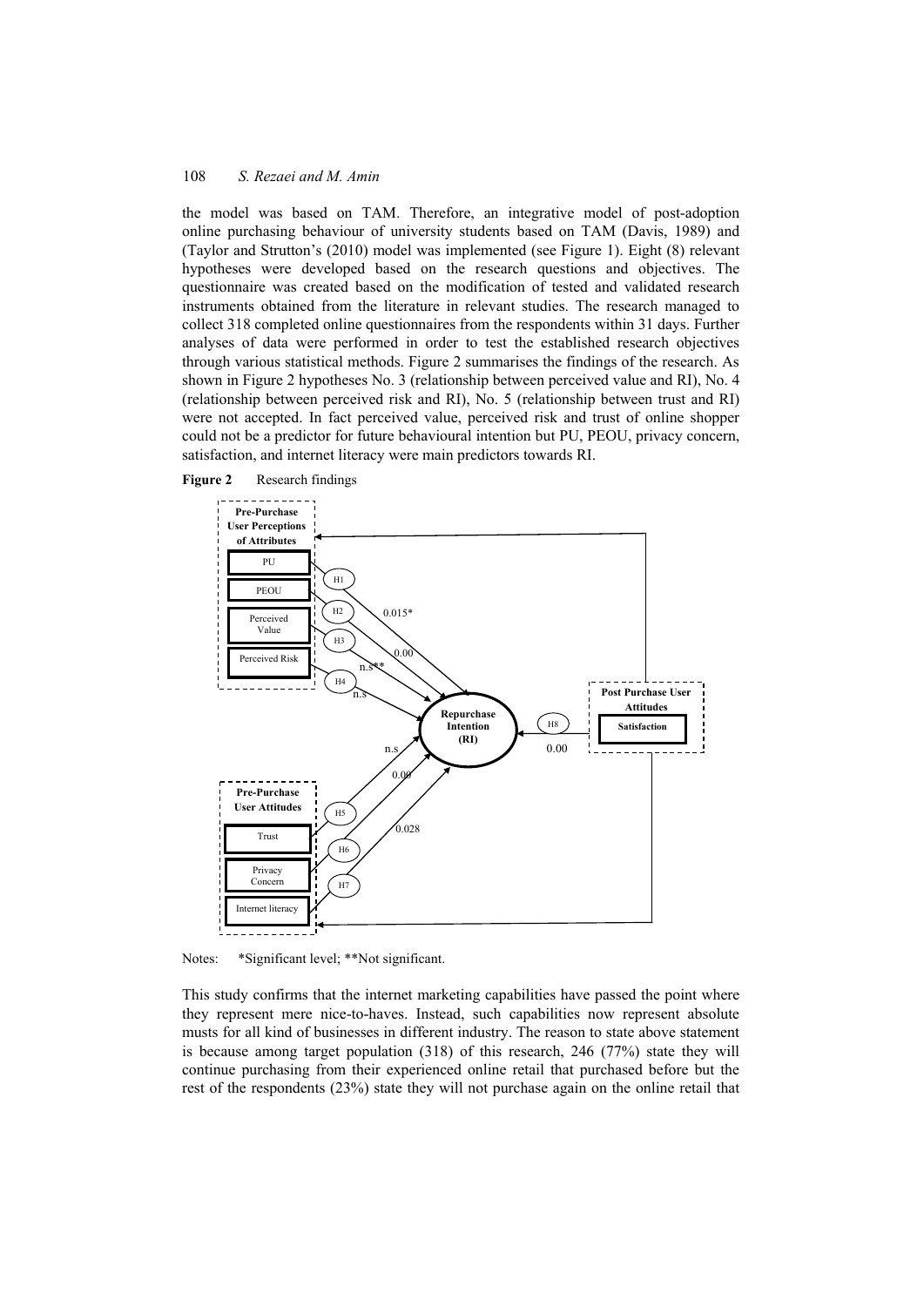the model was based on TAM. Therefore, an integrative model of post-adoption online purchasing behaviour of university students based on TAM (Davis, 1989) and (Taylor and Strutton's (2010) model was implemented (see Figure 1). Eight (8) relevant hypotheses were developed based on the research questions and objectives. The questionnaire was created based on the modification of tested and validated research instruments obtained from the literature in relevant studies. The research managed to collect 318 completed online questionnaires from the respondents within 31 days. Further analyses of data were performed in order to test the established research objectives through various statistical methods. Figure 2 summarises the findings of the research. As shown in Figure 2 hypotheses No. 3 (relationship between perceived value and RI), No. 4 (relationship between perceived risk and RI), No. 5 (relationship between trust and RI) were not accepted. In fact perceived value, perceived risk and trust of online shopper could not be a predictor for future behavioural intention but PU, PEOU, privacy concern, satisfaction, and internet literacy were main predictors towards RI.

**Figure 2** Research findings

Pre-Purchase User Perceptions of Attributes: PU, PEOU, Perceived Value, Perceived Risk

Pre-Purchase User Attitudes: Trust, Privacy Concern, Internet literacy

Post Purchase User Attitudes: Satisfaction

Repurchase Intention (RI)

H1: 0.015*; H2: 0.00; H3: n.s**; H4: n.s; H5: n.s; H6: 0.00; H7: 0.028; H8: 0.00

Notes: *Significant level; **Not significant.

This study confirms that the internet marketing capabilities have passed the point where they represent mere nice-to-haves. Instead, such capabilities now represent absolute musts for all kind of businesses in different industry. The reason to state above statement is because among target population (318) of this research, 246 (77%) state they will continue purchasing from their experienced online retail that purchased before but the rest of the respondents (23%) state they will not purchase again on the online retail that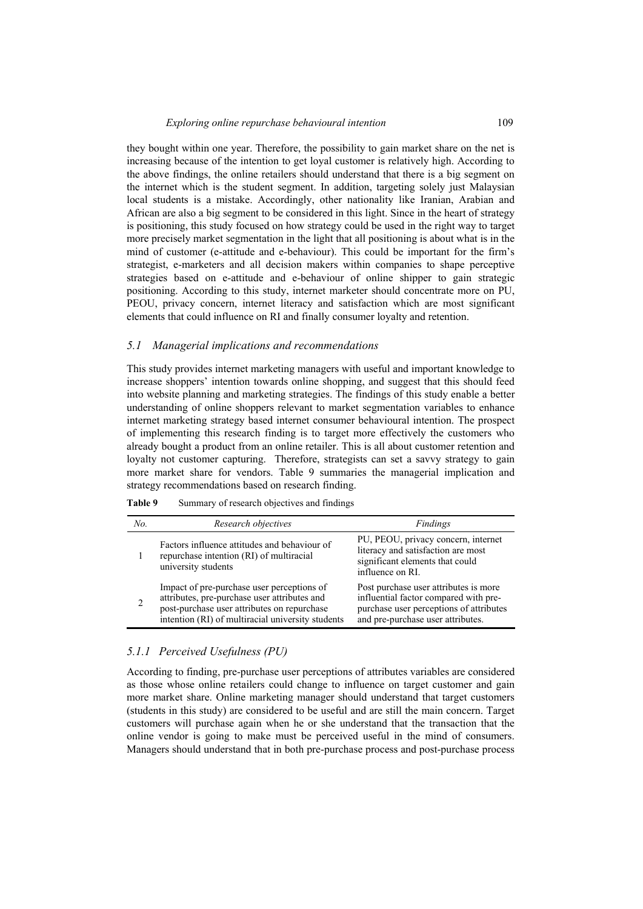they bought within one year. Therefore, the possibility to gain market share on the net is increasing because of the intention to get loyal customer is relatively high. According to the above findings, the online retailers should understand that there is a big segment on the internet which is the student segment. In addition, targeting solely just Malaysian local students is a mistake. Accordingly, other nationality like Iranian, Arabian and African are also a big segment to be considered in this light. Since in the heart of strategy is positioning, this study focused on how strategy could be used in the right way to target more precisely market segmentation in the light that all positioning is about what is in the mind of customer (e-attitude and e-behaviour). This could be important for the firm's strategist, e-marketers and all decision makers within companies to shape perceptive strategies based on e-attitude and e-behaviour of online shipper to gain strategic positioning. According to this study, internet marketer should concentrate more on PU, PEOU, privacy concern, internet literacy and satisfaction which are most significant elements that could influence on RI and finally consumer loyalty and retention.

### *5.1 Managerial implications and recommendations*

This study provides internet marketing managers with useful and important knowledge to increase shoppers' intention towards online shopping, and suggest that this should feed into website planning and marketing strategies. The findings of this study enable a better understanding of online shoppers relevant to market segmentation variables to enhance internet marketing strategy based internet consumer behavioural intention. The prospect of implementing this research finding is to target more effectively the customers who already bought a product from an online retailer. This is all about customer retention and loyalty not customer capturing. Therefore, strategists can set a savvy strategy to gain more market share for vendors. Table 9 summaries the managerial implication and strategy recommendations based on research finding.

**Table 9** Summary of research objectives and findings

| *No.* | *Research objectives* | *Findings* |
|---|---|---|
| 1 | Factors influence attitudes and behaviour of repurchase intention (RI) of multiracial university students | PU, PEOU, privacy concern, internet literacy and satisfaction are most significant elements that could influence on RI. |
| 2 | Impact of pre-purchase user perceptions of attributes, pre-purchase user attributes and post-purchase user attributes on repurchase intention (RI) of multiracial university students | Post purchase user attributes is more influential factor compared with pre-purchase user perceptions of attributes and pre-purchase user attributes. |

#### *5.1.1 Perceived Usefulness (PU)*

According to finding, pre-purchase user perceptions of attributes variables are considered as those whose online retailers could change to influence on target customer and gain more market share. Online marketing manager should understand that target customers (students in this study) are considered to be useful and are still the main concern. Target customers will purchase again when he or she understand that the transaction that the online vendor is going to make must be perceived useful in the mind of consumers. Managers should understand that in both pre-purchase process and post-purchase process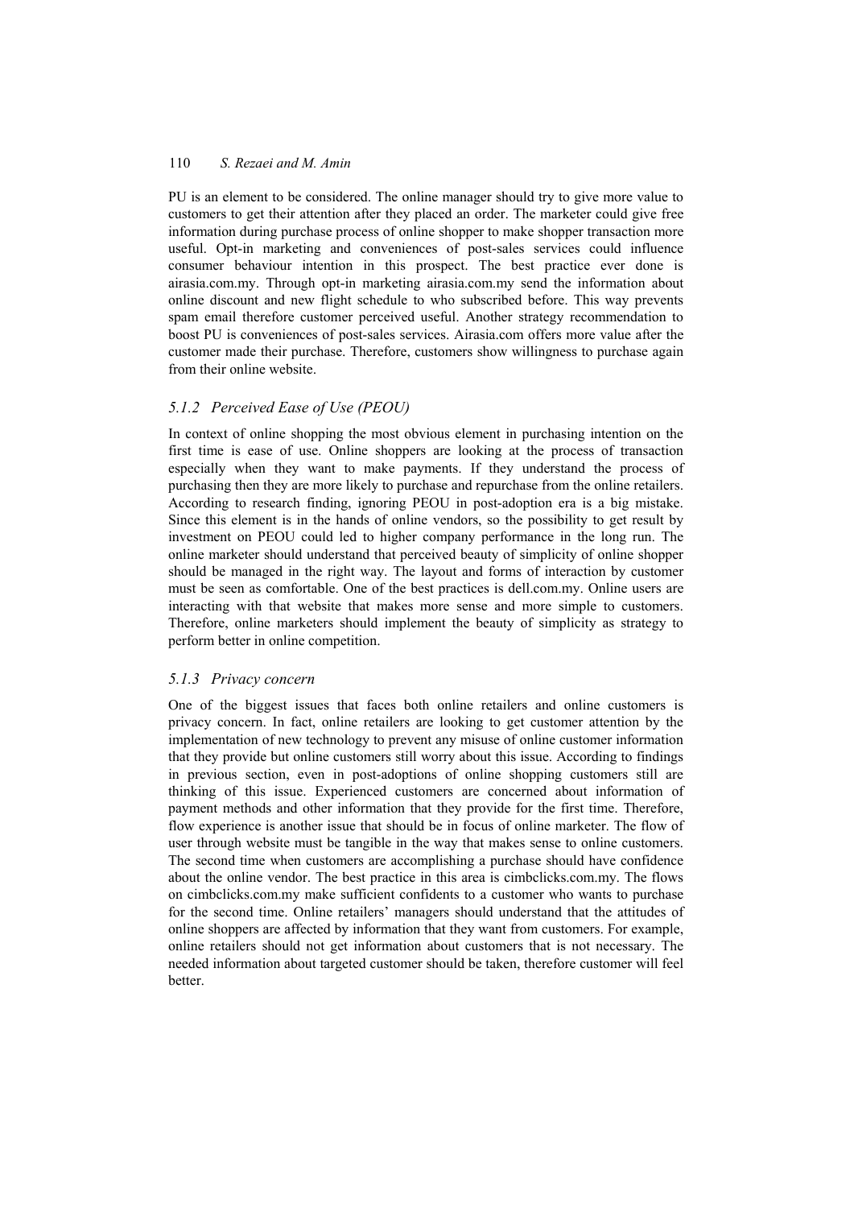PU is an element to be considered. The online manager should try to give more value to customers to get their attention after they placed an order. The marketer could give free information during purchase process of online shopper to make shopper transaction more useful. Opt-in marketing and conveniences of post-sales services could influence consumer behaviour intention in this prospect. The best practice ever done is airasia.com.my. Through opt-in marketing airasia.com.my send the information about online discount and new flight schedule to who subscribed before. This way prevents spam email therefore customer perceived useful. Another strategy recommendation to boost PU is conveniences of post-sales services. Airasia.com offers more value after the customer made their purchase. Therefore, customers show willingness to purchase again from their online website.

### *5.1.2 Perceived Ease of Use (PEOU)*

In context of online shopping the most obvious element in purchasing intention on the first time is ease of use. Online shoppers are looking at the process of transaction especially when they want to make payments. If they understand the process of purchasing then they are more likely to purchase and repurchase from the online retailers. According to research finding, ignoring PEOU in post-adoption era is a big mistake. Since this element is in the hands of online vendors, so the possibility to get result by investment on PEOU could led to higher company performance in the long run. The online marketer should understand that perceived beauty of simplicity of online shopper should be managed in the right way. The layout and forms of interaction by customer must be seen as comfortable. One of the best practices is dell.com.my. Online users are interacting with that website that makes more sense and more simple to customers. Therefore, online marketers should implement the beauty of simplicity as strategy to perform better in online competition.

### *5.1.3 Privacy concern*

One of the biggest issues that faces both online retailers and online customers is privacy concern. In fact, online retailers are looking to get customer attention by the implementation of new technology to prevent any misuse of online customer information that they provide but online customers still worry about this issue. According to findings in previous section, even in post-adoptions of online shopping customers still are thinking of this issue. Experienced customers are concerned about information of payment methods and other information that they provide for the first time. Therefore, flow experience is another issue that should be in focus of online marketer. The flow of user through website must be tangible in the way that makes sense to online customers. The second time when customers are accomplishing a purchase should have confidence about the online vendor. The best practice in this area is cimbclicks.com.my. The flows on cimbclicks.com.my make sufficient confidents to a customer who wants to purchase for the second time. Online retailers' managers should understand that the attitudes of online shoppers are affected by information that they want from customers. For example, online retailers should not get information about customers that is not necessary. The needed information about targeted customer should be taken, therefore customer will feel better.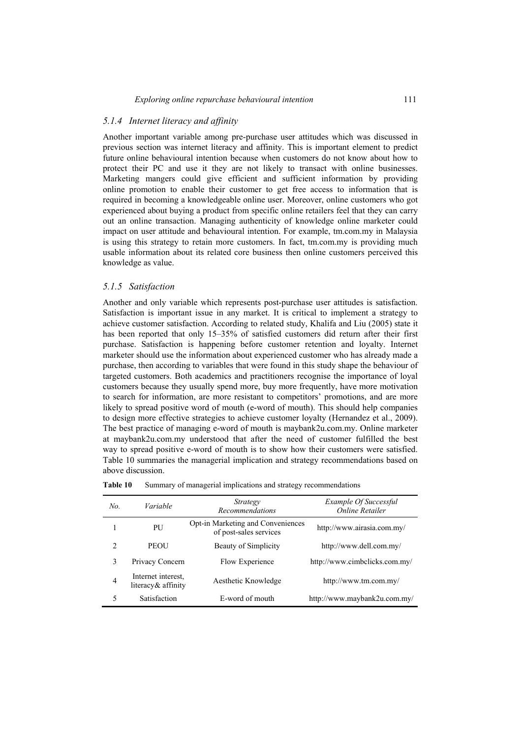### 5.1.4 Internet literacy and affinity

Another important variable among pre-purchase user attitudes which was discussed in previous section was internet literacy and affinity. This is important element to predict future online behavioural intention because when customers do not know about how to protect their PC and use it they are not likely to transact with online businesses. Marketing mangers could give efficient and sufficient information by providing online promotion to enable their customer to get free access to information that is required in becoming a knowledgeable online user. Moreover, online customers who got experienced about buying a product from specific online retailers feel that they can carry out an online transaction. Managing authenticity of knowledge online marketer could impact on user attitude and behavioural intention. For example, tm.com.my in Malaysia is using this strategy to retain more customers. In fact, tm.com.my is providing much usable information about its related core business then online customers perceived this knowledge as value.

### 5.1.5 Satisfaction

Another and only variable which represents post-purchase user attitudes is satisfaction. Satisfaction is important issue in any market. It is critical to implement a strategy to achieve customer satisfaction. According to related study, Khalifa and Liu (2005) state it has been reported that only 15–35% of satisfied customers did return after their first purchase. Satisfaction is happening before customer retention and loyalty. Internet marketer should use the information about experienced customer who has already made a purchase, then according to variables that were found in this study shape the behaviour of targeted customers. Both academics and practitioners recognise the importance of loyal customers because they usually spend more, buy more frequently, have more motivation to search for information, are more resistant to competitors' promotions, and are more likely to spread positive word of mouth (e-word of mouth). This should help companies to design more effective strategies to achieve customer loyalty (Hernandez et al., 2009). The best practice of managing e-word of mouth is maybank2u.com.my. Online marketer at maybank2u.com.my understood that after the need of customer fulfilled the best way to spread positive e-word of mouth is to show how their customers were satisfied. Table 10 summaries the managerial implication and strategy recommendations based on above discussion.

**Table 10** Summary of managerial implications and strategy recommendations

| *No.* | *Variable* | *Strategy Recommendations* | *Example Of Successful Online Retailer* |
|---|---|---|---|
| 1 | PU | Opt-in Marketing and Conveniences of post-sales services | http://www.airasia.com.my/ |
| 2 | PEOU | Beauty of Simplicity | http://www.dell.com.my/ |
| 3 | Privacy Concern | Flow Experience | http://www.cimbclicks.com.my/ |
| 4 | Internet interest, literacy& affinity | Aesthetic Knowledge | http://www.tm.com.my/ |
| 5 | Satisfaction | E-word of mouth | http://www.maybank2u.com.my/ |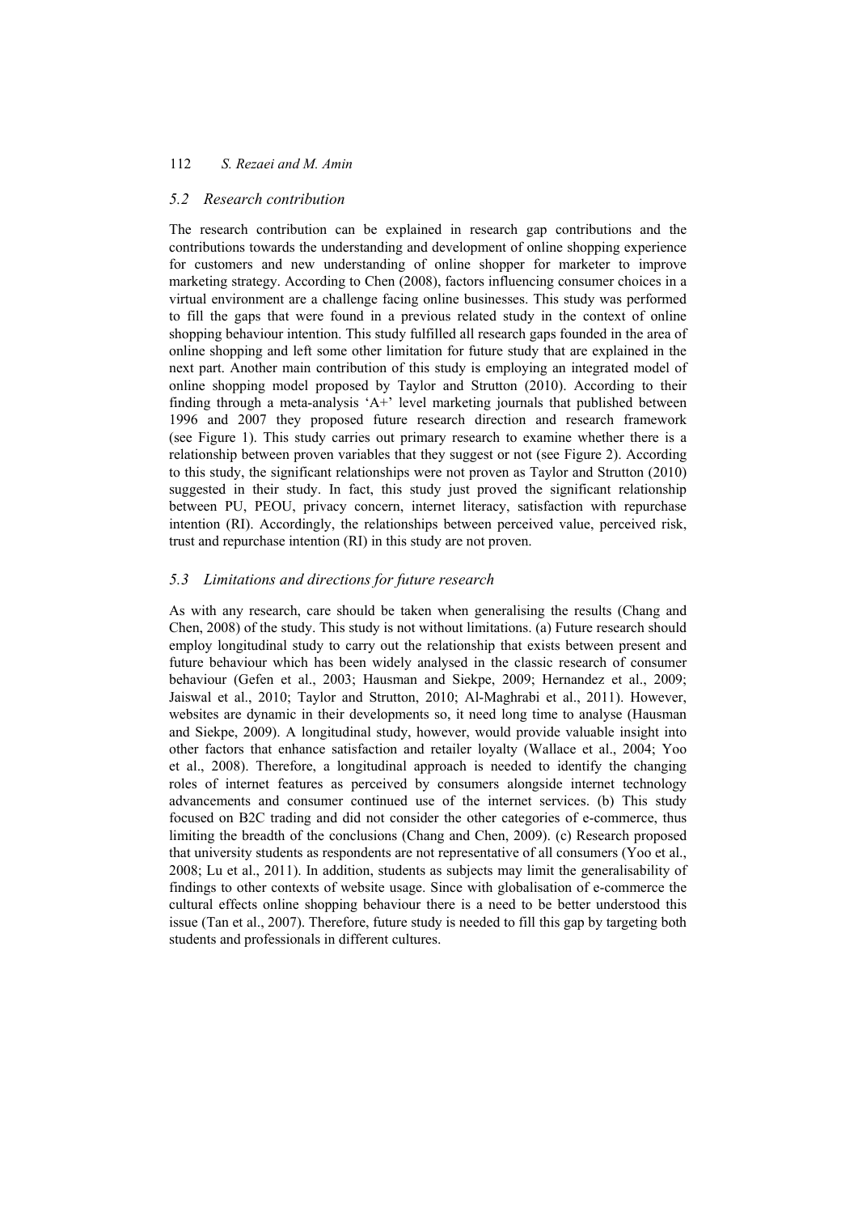### 5.2 Research contribution

The research contribution can be explained in research gap contributions and the contributions towards the understanding and development of online shopping experience for customers and new understanding of online shopper for marketer to improve marketing strategy. According to Chen (2008), factors influencing consumer choices in a virtual environment are a challenge facing online businesses. This study was performed to fill the gaps that were found in a previous related study in the context of online shopping behaviour intention. This study fulfilled all research gaps founded in the area of online shopping and left some other limitation for future study that are explained in the next part. Another main contribution of this study is employing an integrated model of online shopping model proposed by Taylor and Strutton (2010). According to their finding through a meta-analysis 'A+' level marketing journals that published between 1996 and 2007 they proposed future research direction and research framework (see Figure 1). This study carries out primary research to examine whether there is a relationship between proven variables that they suggest or not (see Figure 2). According to this study, the significant relationships were not proven as Taylor and Strutton (2010) suggested in their study. In fact, this study just proved the significant relationship between PU, PEOU, privacy concern, internet literacy, satisfaction with repurchase intention (RI). Accordingly, the relationships between perceived value, perceived risk, trust and repurchase intention (RI) in this study are not proven.

### 5.3 Limitations and directions for future research

As with any research, care should be taken when generalising the results (Chang and Chen, 2008) of the study. This study is not without limitations. (a) Future research should employ longitudinal study to carry out the relationship that exists between present and future behaviour which has been widely analysed in the classic research of consumer behaviour (Gefen et al., 2003; Hausman and Siekpe, 2009; Hernandez et al., 2009; Jaiswal et al., 2010; Taylor and Strutton, 2010; Al-Maghrabi et al., 2011). However, websites are dynamic in their developments so, it need long time to analyse (Hausman and Siekpe, 2009). A longitudinal study, however, would provide valuable insight into other factors that enhance satisfaction and retailer loyalty (Wallace et al., 2004; Yoo et al., 2008). Therefore, a longitudinal approach is needed to identify the changing roles of internet features as perceived by consumers alongside internet technology advancements and consumer continued use of the internet services. (b) This study focused on B2C trading and did not consider the other categories of e-commerce, thus limiting the breadth of the conclusions (Chang and Chen, 2009). (c) Research proposed that university students as respondents are not representative of all consumers (Yoo et al., 2008; Lu et al., 2011). In addition, students as subjects may limit the generalisability of findings to other contexts of website usage. Since with globalisation of e-commerce the cultural effects online shopping behaviour there is a need to be better understood this issue (Tan et al., 2007). Therefore, future study is needed to fill this gap by targeting both students and professionals in different cultures.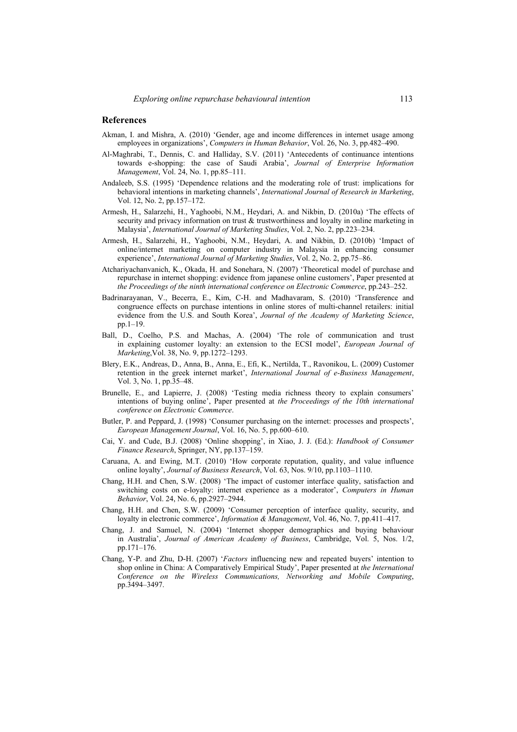## References

Akman, I. and Mishra, A. (2010) 'Gender, age and income differences in internet usage among employees in organizations', *Computers in Human Behavior*, Vol. 26, No. 3, pp.482–490.

Al-Maghrabi, T., Dennis, C. and Halliday, S.V. (2011) 'Antecedents of continuance intentions towards e-shopping: the case of Saudi Arabia', *Journal of Enterprise Information Management*, Vol. 24, No. 1, pp.85–111.

Andaleeb, S.S. (1995) 'Dependence relations and the moderating role of trust: implications for behavioral intentions in marketing channels', *International Journal of Research in Marketing*, Vol. 12, No. 2, pp.157–172.

Armesh, H., Salarzehi, H., Yaghoobi, N.M., Heydari, A. and Nikbin, D. (2010a) 'The effects of security and privacy information on trust & trustworthiness and loyalty in online marketing in Malaysia', *International Journal of Marketing Studies*, Vol. 2, No. 2, pp.223–234.

Armesh, H., Salarzehi, H., Yaghoobi, N.M., Heydari, A. and Nikbin, D. (2010b) 'Impact of online/internet marketing on computer industry in Malaysia in enhancing consumer experience', *International Journal of Marketing Studies*, Vol. 2, No. 2, pp.75–86.

Atchariyachanvanich, K., Okada, H. and Sonehara, N. (2007) 'Theoretical model of purchase and repurchase in internet shopping: evidence from japanese online customers', Paper presented at *the Proceedings of the ninth international conference on Electronic Commerce*, pp.243–252.

Badrinarayanan, V., Becerra, E., Kim, C-H. and Madhavaram, S. (2010) 'Transference and congruence effects on purchase intentions in online stores of multi-channel retailers: initial evidence from the U.S. and South Korea', *Journal of the Academy of Marketing Science*, pp.1–19.

Ball, D., Coelho, P.S. and Machas, A. (2004) 'The role of communication and trust in explaining customer loyalty: an extension to the ECSI model', *European Journal of Marketing*,Vol. 38, No. 9, pp.1272–1293.

Blery, E.K., Andreas, D., Anna, B., Anna, E., Efi, K., Nertilda, T., Ravonikou, L. (2009) Customer retention in the greek internet market', *International Journal of e-Business Management*, Vol. 3, No. 1, pp.35–48.

Brunelle, E., and Lapierre, J. (2008) 'Testing media richness theory to explain consumers' intentions of buying online', Paper presented at *the Proceedings of the 10th international conference on Electronic Commerce*.

Butler, P. and Peppard, J. (1998) 'Consumer purchasing on the internet: processes and prospects', *European Management Journal*, Vol. 16, No. 5, pp.600–610.

Cai, Y. and Cude, B.J. (2008) 'Online shopping', in Xiao, J. J. (Ed.): *Handbook of Consumer Finance Research*, Springer, NY, pp.137–159.

Caruana, A. and Ewing, M.T. (2010) 'How corporate reputation, quality, and value influence online loyalty', *Journal of Business Research*, Vol. 63, Nos. 9/10, pp.1103–1110.

Chang, H.H. and Chen, S.W. (2008) 'The impact of customer interface quality, satisfaction and switching costs on e-loyalty: internet experience as a moderator', *Computers in Human Behavior*, Vol. 24, No. 6, pp.2927–2944.

Chang, H.H. and Chen, S.W. (2009) 'Consumer perception of interface quality, security, and loyalty in electronic commerce', *Information & Management*, Vol. 46, No. 7, pp.411–417.

Chang, J. and Samuel, N. (2004) 'Internet shopper demographics and buying behaviour in Australia', *Journal of American Academy of Business*, Cambridge, Vol. 5, Nos. 1/2, pp.171–176.

Chang, Y-P. and Zhu, D-H. (2007) '*Factors* influencing new and repeated buyers' intention to shop online in China: A Comparatively Empirical Study', Paper presented at *the International Conference on the Wireless Communications, Networking and Mobile Computing*, pp.3494–3497.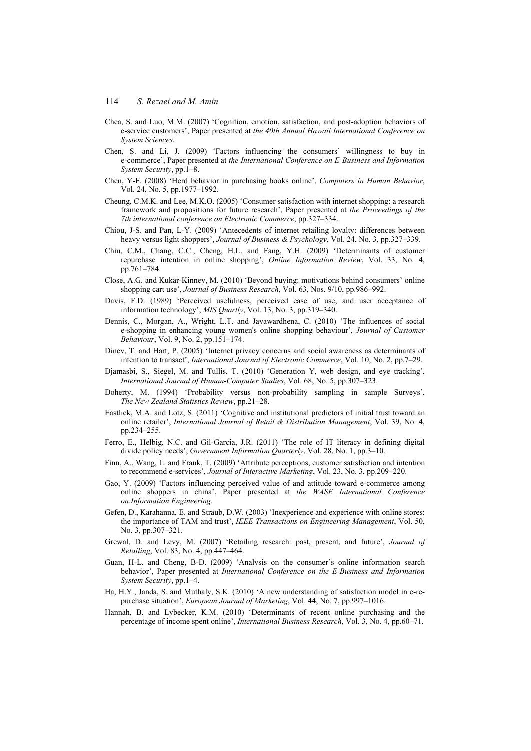Chea, S. and Luo, M.M. (2007) 'Cognition, emotion, satisfaction, and post-adoption behaviors of e-service customers', Paper presented at *the 40th Annual Hawaii International Conference on System Sciences*.

Chen, S. and Li, J. (2009) 'Factors influencing the consumers' willingness to buy in e-commerce', Paper presented at *the International Conference on E-Business and Information System Security*, pp.1–8.

Chen, Y-F. (2008) 'Herd behavior in purchasing books online', *Computers in Human Behavior*, Vol. 24, No. 5, pp.1977–1992.

Cheung, C.M.K. and Lee, M.K.O. (2005) 'Consumer satisfaction with internet shopping: a research framework and propositions for future research', Paper presented at *the Proceedings of the 7th international conference on Electronic Commerce*, pp.327–334.

Chiou, J-S. and Pan, L-Y. (2009) 'Antecedents of internet retailing loyalty: differences between heavy versus light shoppers', *Journal of Business & Psychology*, Vol. 24, No. 3, pp.327–339.

Chiu, C.M., Chang, C.C., Cheng, H.L. and Fang, Y.H. (2009) 'Determinants of customer repurchase intention in online shopping', *Online Information Review*, Vol. 33, No. 4, pp.761–784.

Close, A.G. and Kukar-Kinney, M. (2010) 'Beyond buying: motivations behind consumers' online shopping cart use', *Journal of Business Research*, Vol. 63, Nos. 9/10, pp.986–992.

Davis, F.D. (1989) 'Perceived usefulness, perceived ease of use, and user acceptance of information technology', *MIS Quartly*, Vol. 13, No. 3, pp.319–340.

Dennis, C., Morgan, A., Wright, L.T. and Jayawardhena, C. (2010) 'The influences of social e-shopping in enhancing young women's online shopping behaviour', *Journal of Customer Behaviour*, Vol. 9, No. 2, pp.151–174.

Dinev, T. and Hart, P. (2005) 'Internet privacy concerns and social awareness as determinants of intention to transact', *International Journal of Electronic Commerce*, Vol. 10, No. 2, pp.7–29.

Djamasbi, S., Siegel, M. and Tullis, T. (2010) 'Generation Y, web design, and eye tracking', *International Journal of Human-Computer Studies*, Vol. 68, No. 5, pp.307–323.

Doherty, M. (1994) 'Probability versus non-probability sampling in sample Surveys', *The New Zealand Statistics Review*, pp.21–28.

Eastlick, M.A. and Lotz, S. (2011) 'Cognitive and institutional predictors of initial trust toward an online retailer', *International Journal of Retail & Distribution Management*, Vol. 39, No. 4, pp.234–255.

Ferro, E., Helbig, N.C. and Gil-Garcia, J.R. (2011) 'The role of IT literacy in defining digital divide policy needs', *Government Information Quarterly*, Vol. 28, No. 1, pp.3–10.

Finn, A., Wang, L. and Frank, T. (2009) 'Attribute perceptions, customer satisfaction and intention to recommend e-services', *Journal of Interactive Marketing*, Vol. 23, No. 3, pp.209–220.

Gao, Y. (2009) 'Factors influencing perceived value of and attitude toward e-commerce among online shoppers in china', Paper presented at *the WASE International Conference on.Information Engineering*.

Gefen, D., Karahanna, E. and Straub, D.W. (2003) 'Inexperience and experience with online stores: the importance of TAM and trust', *IEEE Transactions on Engineering Management*, Vol. 50, No. 3, pp.307–321.

Grewal, D. and Levy, M. (2007) 'Retailing research: past, present, and future', *Journal of Retailing*, Vol. 83, No. 4, pp.447–464.

Guan, H-L. and Cheng, B-D. (2009) 'Analysis on the consumer's online information search behavior', Paper presented at *International Conference on the E-Business and Information System Security*, pp.1–4.

Ha, H.Y., Janda, S. and Muthaly, S.K. (2010) 'A new understanding of satisfaction model in e-re-purchase situation', *European Journal of Marketing*, Vol. 44, No. 7, pp.997–1016.

Hannah, B. and Lybecker, K.M. (2010) 'Determinants of recent online purchasing and the percentage of income spent online', *International Business Research*, Vol. 3, No. 4, pp.60–71.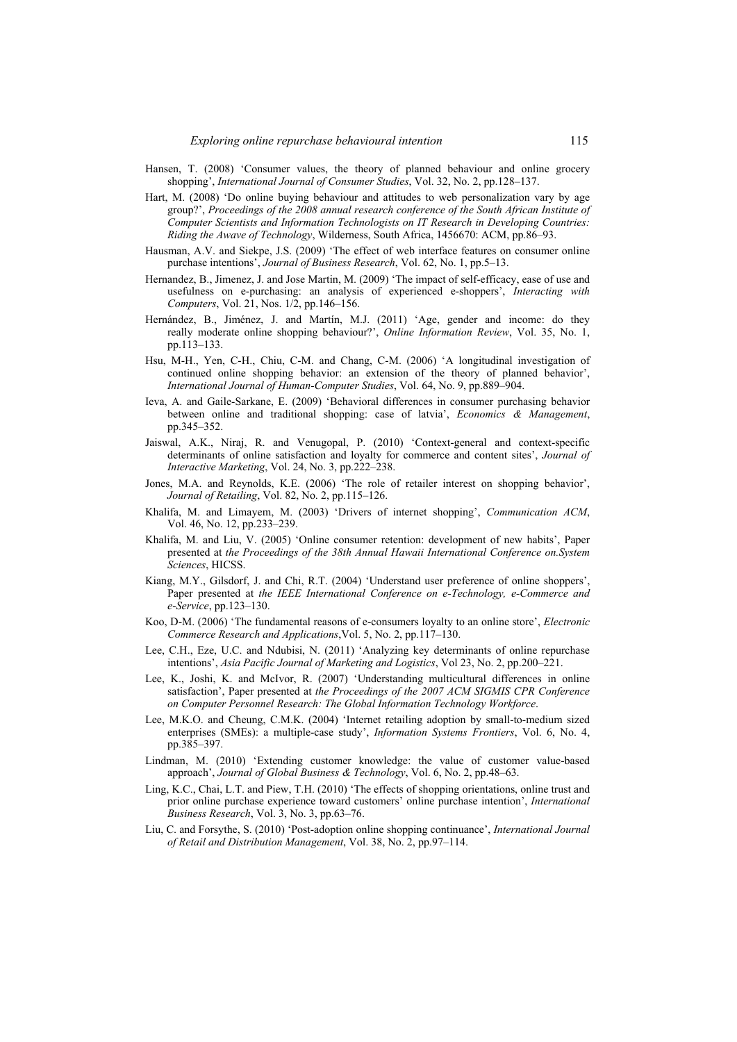Hansen, T. (2008) 'Consumer values, the theory of planned behaviour and online grocery shopping', *International Journal of Consumer Studies*, Vol. 32, No. 2, pp.128–137.

Hart, M. (2008) 'Do online buying behaviour and attitudes to web personalization vary by age group?', *Proceedings of the 2008 annual research conference of the South African Institute of Computer Scientists and Information Technologists on IT Research in Developing Countries: Riding the Awave of Technology*, Wilderness, South Africa, 1456670: ACM, pp.86–93.

Hausman, A.V. and Siekpe, J.S. (2009) 'The effect of web interface features on consumer online purchase intentions', *Journal of Business Research*, Vol. 62, No. 1, pp.5–13.

Hernandez, B., Jimenez, J. and Jose Martin, M. (2009) 'The impact of self-efficacy, ease of use and usefulness on e-purchasing: an analysis of experienced e-shoppers', *Interacting with Computers*, Vol. 21, Nos. 1/2, pp.146–156.

Hernández, B., Jiménez, J. and Martín, M.J. (2011) 'Age, gender and income: do they really moderate online shopping behaviour?', *Online Information Review*, Vol. 35, No. 1, pp.113–133.

Hsu, M-H., Yen, C-H., Chiu, C-M. and Chang, C-M. (2006) 'A longitudinal investigation of continued online shopping behavior: an extension of the theory of planned behavior', *International Journal of Human-Computer Studies*, Vol. 64, No. 9, pp.889–904.

Ieva, A. and Gaile-Sarkane, E. (2009) 'Behavioral differences in consumer purchasing behavior between online and traditional shopping: case of latvia', *Economics & Management*, pp.345–352.

Jaiswal, A.K., Niraj, R. and Venugopal, P. (2010) 'Context-general and context-specific determinants of online satisfaction and loyalty for commerce and content sites', *Journal of Interactive Marketing*, Vol. 24, No. 3, pp.222–238.

Jones, M.A. and Reynolds, K.E. (2006) 'The role of retailer interest on shopping behavior', *Journal of Retailing*, Vol. 82, No. 2, pp.115–126.

Khalifa, M. and Limayem, M. (2003) 'Drivers of internet shopping', *Communication ACM*, Vol. 46, No. 12, pp.233–239.

Khalifa, M. and Liu, V. (2005) 'Online consumer retention: development of new habits', Paper presented at *the Proceedings of the 38th Annual Hawaii International Conference on.System Sciences*, HICSS.

Kiang, M.Y., Gilsdorf, J. and Chi, R.T. (2004) 'Understand user preference of online shoppers', Paper presented at *the IEEE International Conference on e-Technology, e-Commerce and e-Service*, pp.123–130.

Koo, D-M. (2006) 'The fundamental reasons of e-consumers loyalty to an online store', *Electronic Commerce Research and Applications*,Vol. 5, No. 2, pp.117–130.

Lee, C.H., Eze, U.C. and Ndubisi, N. (2011) 'Analyzing key determinants of online repurchase intentions', *Asia Pacific Journal of Marketing and Logistics*, Vol 23, No. 2, pp.200–221.

Lee, K., Joshi, K. and McIvor, R. (2007) 'Understanding multicultural differences in online satisfaction', Paper presented at *the Proceedings of the 2007 ACM SIGMIS CPR Conference on Computer Personnel Research: The Global Information Technology Workforce*.

Lee, M.K.O. and Cheung, C.M.K. (2004) 'Internet retailing adoption by small-to-medium sized enterprises (SMEs): a multiple-case study', *Information Systems Frontiers*, Vol. 6, No. 4, pp.385–397.

Lindman, M. (2010) 'Extending customer knowledge: the value of customer value-based approach', *Journal of Global Business & Technology*, Vol. 6, No. 2, pp.48–63.

Ling, K.C., Chai, L.T. and Piew, T.H. (2010) 'The effects of shopping orientations, online trust and prior online purchase experience toward customers' online purchase intention', *International Business Research*, Vol. 3, No. 3, pp.63–76.

Liu, C. and Forsythe, S. (2010) 'Post-adoption online shopping continuance', *International Journal of Retail and Distribution Management*, Vol. 38, No. 2, pp.97–114.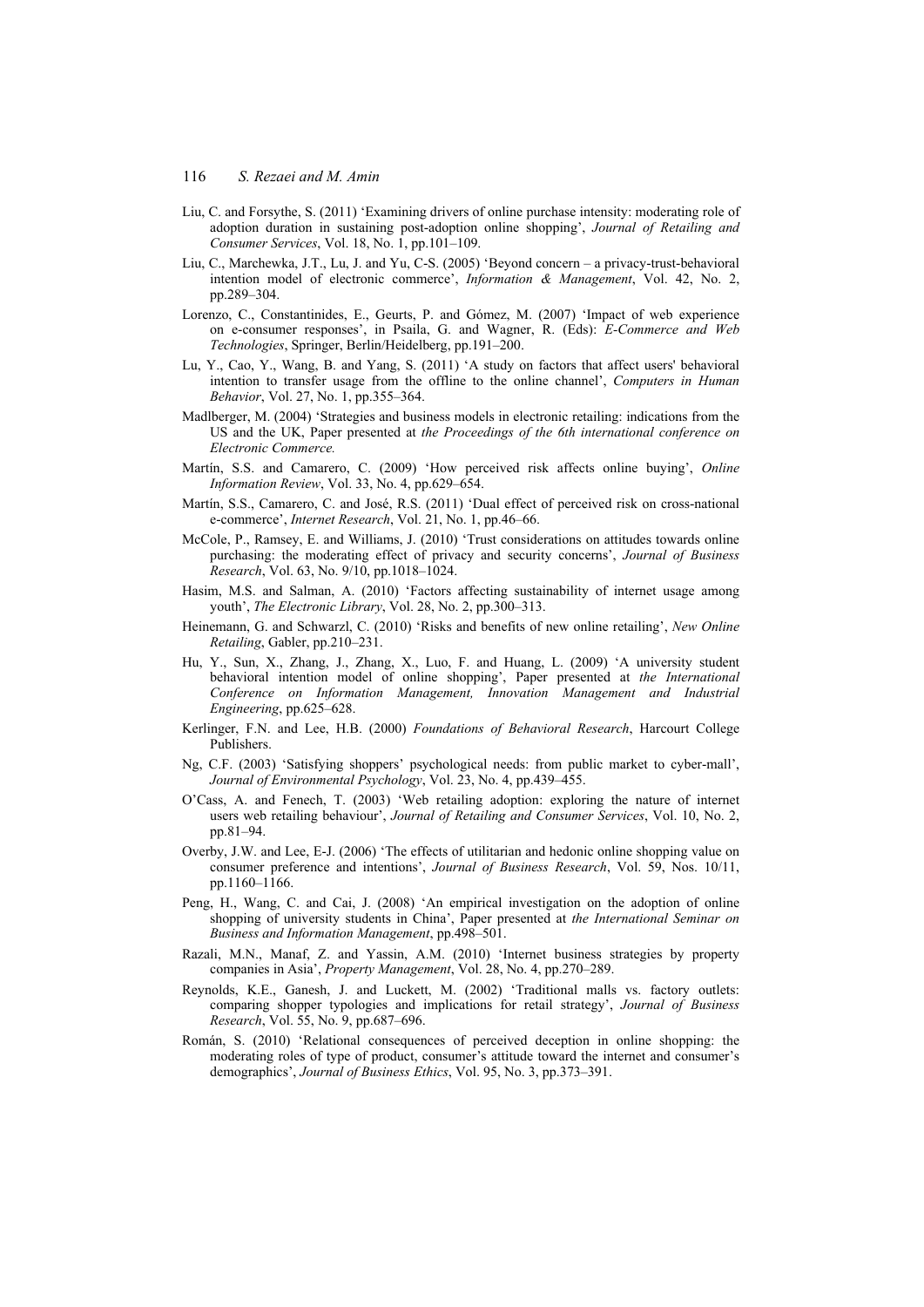Liu, C. and Forsythe, S. (2011) 'Examining drivers of online purchase intensity: moderating role of adoption duration in sustaining post-adoption online shopping', *Journal of Retailing and Consumer Services*, Vol. 18, No. 1, pp.101–109.

Liu, C., Marchewka, J.T., Lu, J. and Yu, C-S. (2005) 'Beyond concern – a privacy-trust-behavioral intention model of electronic commerce', *Information & Management*, Vol. 42, No. 2, pp.289–304.

Lorenzo, C., Constantinides, E., Geurts, P. and Gómez, M. (2007) 'Impact of web experience on e-consumer responses', in Psaila, G. and Wagner, R. (Eds): *E-Commerce and Web Technologies*, Springer, Berlin/Heidelberg, pp.191–200.

Lu, Y., Cao, Y., Wang, B. and Yang, S. (2011) 'A study on factors that affect users' behavioral intention to transfer usage from the offline to the online channel', *Computers in Human Behavior*, Vol. 27, No. 1, pp.355–364.

Madlberger, M. (2004) 'Strategies and business models in electronic retailing: indications from the US and the UK, Paper presented at *the Proceedings of the 6th international conference on Electronic Commerce.*

Martín, S.S. and Camarero, C. (2009) 'How perceived risk affects online buying', *Online Information Review*, Vol. 33, No. 4, pp.629–654.

Martín, S.S., Camarero, C. and José, R.S. (2011) 'Dual effect of perceived risk on cross-national e-commerce', *Internet Research*, Vol. 21, No. 1, pp.46–66.

McCole, P., Ramsey, E. and Williams, J. (2010) 'Trust considerations on attitudes towards online purchasing: the moderating effect of privacy and security concerns', *Journal of Business Research*, Vol. 63, No. 9/10, pp.1018–1024.

Hasim, M.S. and Salman, A. (2010) 'Factors affecting sustainability of internet usage among youth', *The Electronic Library*, Vol. 28, No. 2, pp.300–313.

Heinemann, G. and Schwarzl, C. (2010) 'Risks and benefits of new online retailing', *New Online Retailing*, Gabler, pp.210–231.

Hu, Y., Sun, X., Zhang, J., Zhang, X., Luo, F. and Huang, L. (2009) 'A university student behavioral intention model of online shopping', Paper presented at *the International Conference on Information Management, Innovation Management and Industrial Engineering*, pp.625–628.

Kerlinger, F.N. and Lee, H.B. (2000) *Foundations of Behavioral Research*, Harcourt College Publishers.

Ng, C.F. (2003) 'Satisfying shoppers' psychological needs: from public market to cyber-mall', *Journal of Environmental Psychology*, Vol. 23, No. 4, pp.439–455.

O'Cass, A. and Fenech, T. (2003) 'Web retailing adoption: exploring the nature of internet users web retailing behaviour', *Journal of Retailing and Consumer Services*, Vol. 10, No. 2, pp.81–94.

Overby, J.W. and Lee, E-J. (2006) 'The effects of utilitarian and hedonic online shopping value on consumer preference and intentions', *Journal of Business Research*, Vol. 59, Nos. 10/11, pp.1160–1166.

Peng, H., Wang, C. and Cai, J. (2008) 'An empirical investigation on the adoption of online shopping of university students in China', Paper presented at *the International Seminar on Business and Information Management*, pp.498–501.

Razali, M.N., Manaf, Z. and Yassin, A.M. (2010) 'Internet business strategies by property companies in Asia', *Property Management*, Vol. 28, No. 4, pp.270–289.

Reynolds, K.E., Ganesh, J. and Luckett, M. (2002) 'Traditional malls vs. factory outlets: comparing shopper typologies and implications for retail strategy', *Journal of Business Research*, Vol. 55, No. 9, pp.687–696.

Román, S. (2010) 'Relational consequences of perceived deception in online shopping: the moderating roles of type of product, consumer's attitude toward the internet and consumer's demographics', *Journal of Business Ethics*, Vol. 95, No. 3, pp.373–391.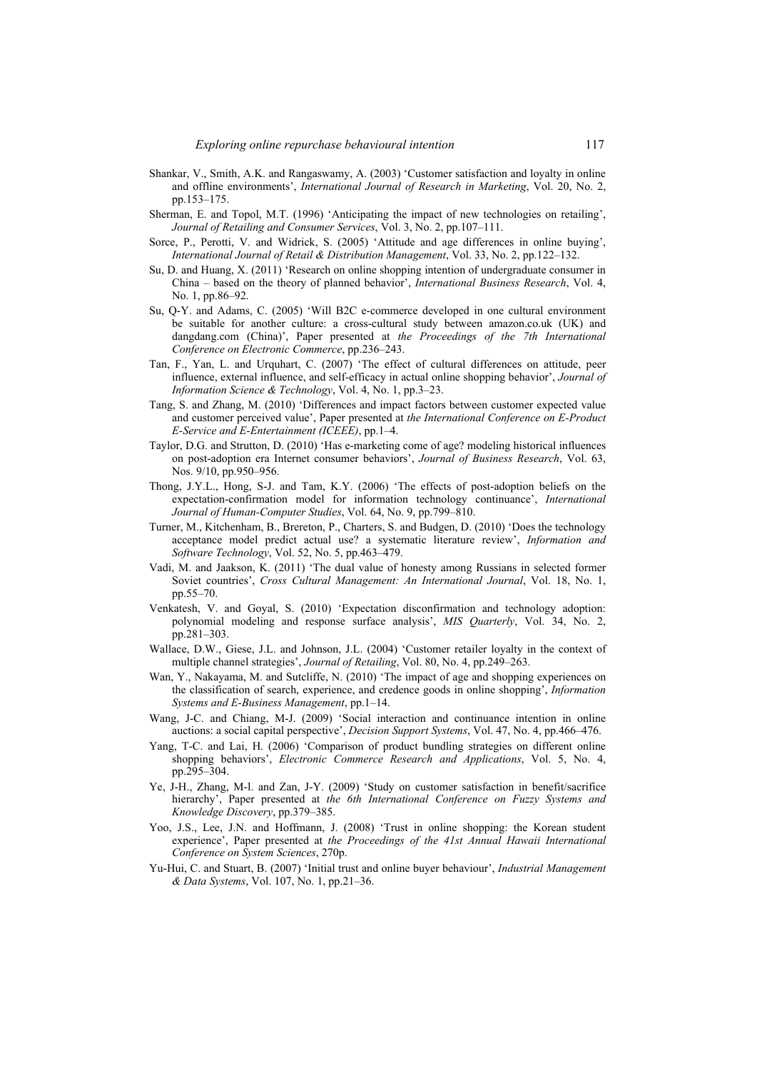Shankar, V., Smith, A.K. and Rangaswamy, A. (2003) 'Customer satisfaction and loyalty in online and offline environments', *International Journal of Research in Marketing*, Vol. 20, No. 2, pp.153–175.

Sherman, E. and Topol, M.T. (1996) 'Anticipating the impact of new technologies on retailing', *Journal of Retailing and Consumer Services*, Vol. 3, No. 2, pp.107–111.

Sorce, P., Perotti, V. and Widrick, S. (2005) 'Attitude and age differences in online buying', *International Journal of Retail & Distribution Management*, Vol. 33, No. 2, pp.122–132.

Su, D. and Huang, X. (2011) 'Research on online shopping intention of undergraduate consumer in China – based on the theory of planned behavior', *International Business Research*, Vol. 4, No. 1, pp.86–92.

Su, Q-Y. and Adams, C. (2005) 'Will B2C e-commerce developed in one cultural environment be suitable for another culture: a cross-cultural study between amazon.co.uk (UK) and dangdang.com (China)', Paper presented at *the Proceedings of the 7th International Conference on Electronic Commerce*, pp.236–243.

Tan, F., Yan, L. and Urquhart, C. (2007) 'The effect of cultural differences on attitude, peer influence, external influence, and self-efficacy in actual online shopping behavior', *Journal of Information Science & Technology*, Vol. 4, No. 1, pp.3–23.

Tang, S. and Zhang, M. (2010) 'Differences and impact factors between customer expected value and customer perceived value', Paper presented at *the International Conference on E-Product E-Service and E-Entertainment (ICEEE)*, pp.1–4.

Taylor, D.G. and Strutton, D. (2010) 'Has e-marketing come of age? modeling historical influences on post-adoption era Internet consumer behaviors', *Journal of Business Research*, Vol. 63, Nos. 9/10, pp.950–956.

Thong, J.Y.L., Hong, S-J. and Tam, K.Y. (2006) 'The effects of post-adoption beliefs on the expectation-confirmation model for information technology continuance', *International Journal of Human-Computer Studies*, Vol. 64, No. 9, pp.799–810.

Turner, M., Kitchenham, B., Brereton, P., Charters, S. and Budgen, D. (2010) 'Does the technology acceptance model predict actual use? a systematic literature review', *Information and Software Technology*, Vol. 52, No. 5, pp.463–479.

Vadi, M. and Jaakson, K. (2011) 'The dual value of honesty among Russians in selected former Soviet countries', *Cross Cultural Management: An International Journal*, Vol. 18, No. 1, pp.55–70.

Venkatesh, V. and Goyal, S. (2010) 'Expectation disconfirmation and technology adoption: polynomial modeling and response surface analysis', *MIS Quarterly*, Vol. 34, No. 2, pp.281–303.

Wallace, D.W., Giese, J.L. and Johnson, J.L. (2004) 'Customer retailer loyalty in the context of multiple channel strategies', *Journal of Retailing*, Vol. 80, No. 4, pp.249–263.

Wan, Y., Nakayama, M. and Sutcliffe, N. (2010) 'The impact of age and shopping experiences on the classification of search, experience, and credence goods in online shopping', *Information Systems and E-Business Management*, pp.1–14.

Wang, J-C. and Chiang, M-J. (2009) 'Social interaction and continuance intention in online auctions: a social capital perspective', *Decision Support Systems*, Vol. 47, No. 4, pp.466–476.

Yang, T-C. and Lai, H. (2006) 'Comparison of product bundling strategies on different online shopping behaviors', *Electronic Commerce Research and Applications*, Vol. 5, No. 4, pp.295–304.

Ye, J-H., Zhang, M-l. and Zan, J-Y. (2009) 'Study on customer satisfaction in benefit/sacrifice hierarchy', Paper presented at *the 6th International Conference on Fuzzy Systems and Knowledge Discovery*, pp.379–385.

Yoo, J.S., Lee, J.N. and Hoffmann, J. (2008) 'Trust in online shopping: the Korean student experience', Paper presented at *the Proceedings of the 41st Annual Hawaii International Conference on System Sciences*, 270p.

Yu-Hui, C. and Stuart, B. (2007) 'Initial trust and online buyer behaviour', *Industrial Management & Data Systems*, Vol. 107, No. 1, pp.21–36.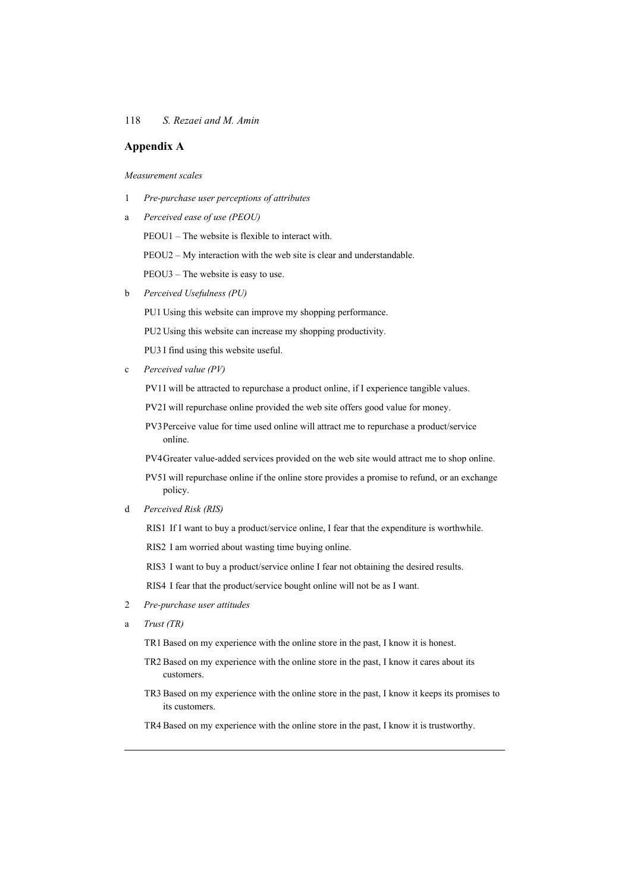## Appendix A

*Measurement scales*

1 *Pre-purchase user perceptions of attributes*

a *Perceived ease of use (PEOU)*

PEOU1 – The website is flexible to interact with.

PEOU2 – My interaction with the web site is clear and understandable.

PEOU3 – The website is easy to use.

b *Perceived Usefulness (PU)*

PU1 Using this website can improve my shopping performance.

PU2 Using this website can increase my shopping productivity.

PU3 I find using this website useful.

c *Perceived value (PV)*

PV1 I will be attracted to repurchase a product online, if I experience tangible values.

PV2 I will repurchase online provided the web site offers good value for money.

PV3 Perceive value for time used online will attract me to repurchase a product/service online.

PV4 Greater value-added services provided on the web site would attract me to shop online.

PV5 I will repurchase online if the online store provides a promise to refund, or an exchange policy.

d *Perceived Risk (RIS)*

RIS1 If I want to buy a product/service online, I fear that the expenditure is worthwhile.

RIS2 I am worried about wasting time buying online.

RIS3 I want to buy a product/service online I fear not obtaining the desired results.

RIS4 I fear that the product/service bought online will not be as I want.

2 *Pre-purchase user attitudes*

a *Trust (TR)*

TR1 Based on my experience with the online store in the past, I know it is honest.

TR2 Based on my experience with the online store in the past, I know it cares about its customers.

TR3 Based on my experience with the online store in the past, I know it keeps its promises to its customers.

TR4 Based on my experience with the online store in the past, I know it is trustworthy.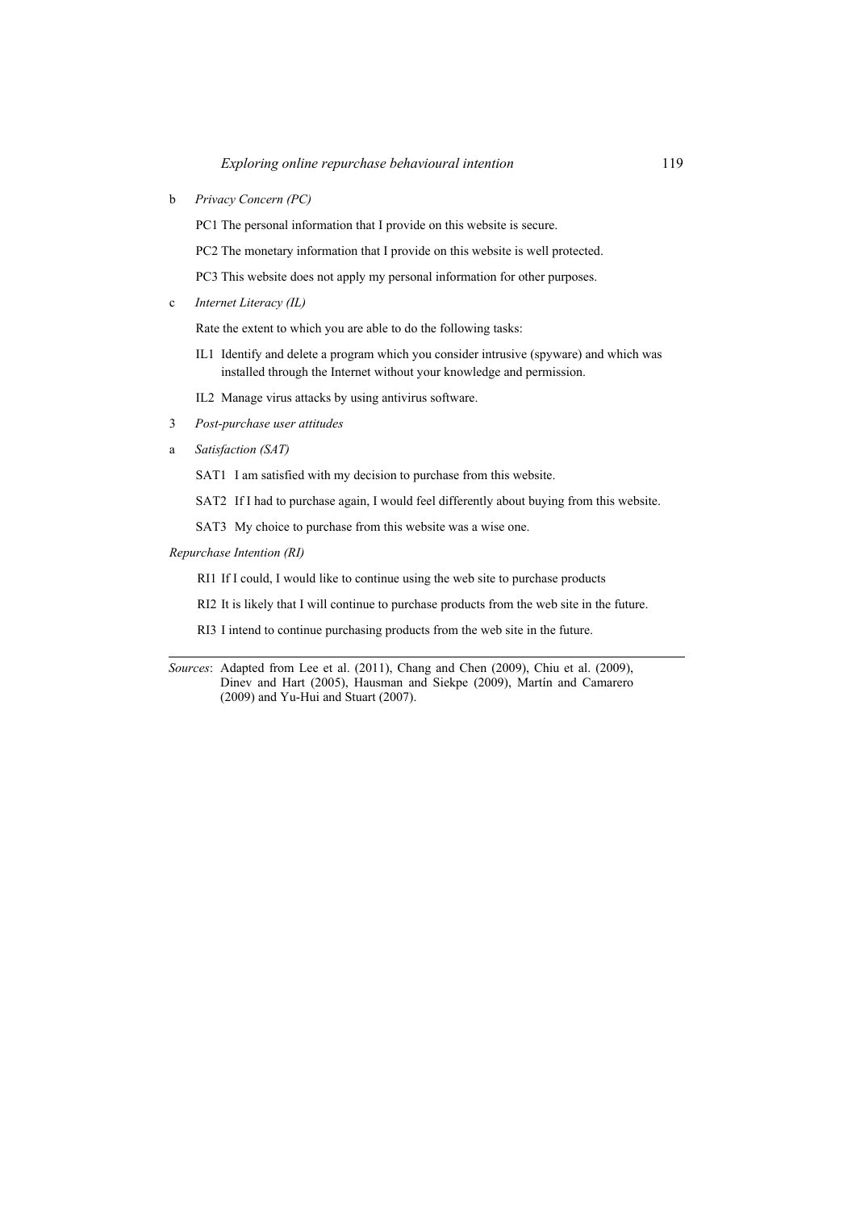b *Privacy Concern (PC)*

PC1 The personal information that I provide on this website is secure.

PC2 The monetary information that I provide on this website is well protected.

PC3 This website does not apply my personal information for other purposes.

c *Internet Literacy (IL)*

Rate the extent to which you are able to do the following tasks:

IL1 Identify and delete a program which you consider intrusive (spyware) and which was installed through the Internet without your knowledge and permission.

IL2 Manage virus attacks by using antivirus software.

3 *Post-purchase user attitudes*

a *Satisfaction (SAT)*

SAT1 I am satisfied with my decision to purchase from this website.

SAT2 If I had to purchase again, I would feel differently about buying from this website.

SAT3 My choice to purchase from this website was a wise one.

*Repurchase Intention (RI)*

RI1 If I could, I would like to continue using the web site to purchase products

RI2 It is likely that I will continue to purchase products from the web site in the future.

RI3 I intend to continue purchasing products from the web site in the future.

---

*Sources*: Adapted from Lee et al. (2011), Chang and Chen (2009), Chiu et al. (2009), Dinev and Hart (2005), Hausman and Siekpe (2009), Martín and Camarero (2009) and Yu-Hui and Stuart (2007).